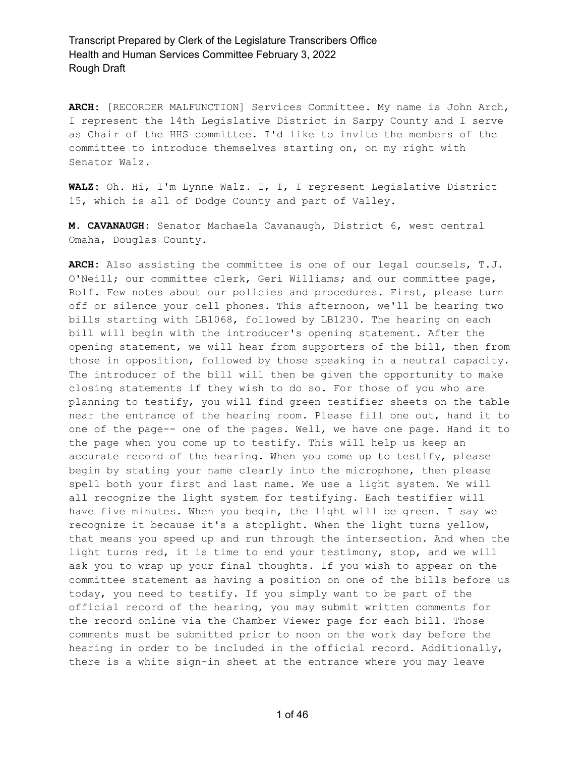**ARCH:** [RECORDER MALFUNCTION] Services Committee. My name is John Arch, I represent the 14th Legislative District in Sarpy County and I serve as Chair of the HHS committee. I'd like to invite the members of the committee to introduce themselves starting on, on my right with Senator Walz.

**WALZ:** Oh. Hi, I'm Lynne Walz. I, I, I represent Legislative District 15, which is all of Dodge County and part of Valley.

**M. CAVANAUGH:** Senator Machaela Cavanaugh, District 6, west central Omaha, Douglas County.

**ARCH:** Also assisting the committee is one of our legal counsels, T.J. O'Neill; our committee clerk, Geri Williams; and our committee page, Rolf. Few notes about our policies and procedures. First, please turn off or silence your cell phones. This afternoon, we'll be hearing two bills starting with LB1068, followed by LB1230. The hearing on each bill will begin with the introducer's opening statement. After the opening statement, we will hear from supporters of the bill, then from those in opposition, followed by those speaking in a neutral capacity. The introducer of the bill will then be given the opportunity to make closing statements if they wish to do so. For those of you who are planning to testify, you will find green testifier sheets on the table near the entrance of the hearing room. Please fill one out, hand it to one of the page-- one of the pages. Well, we have one page. Hand it to the page when you come up to testify. This will help us keep an accurate record of the hearing. When you come up to testify, please begin by stating your name clearly into the microphone, then please spell both your first and last name. We use a light system. We will all recognize the light system for testifying. Each testifier will have five minutes. When you begin, the light will be green. I say we recognize it because it's a stoplight. When the light turns yellow, that means you speed up and run through the intersection. And when the light turns red, it is time to end your testimony, stop, and we will ask you to wrap up your final thoughts. If you wish to appear on the committee statement as having a position on one of the bills before us today, you need to testify. If you simply want to be part of the official record of the hearing, you may submit written comments for the record online via the Chamber Viewer page for each bill. Those comments must be submitted prior to noon on the work day before the hearing in order to be included in the official record. Additionally, there is a white sign-in sheet at the entrance where you may leave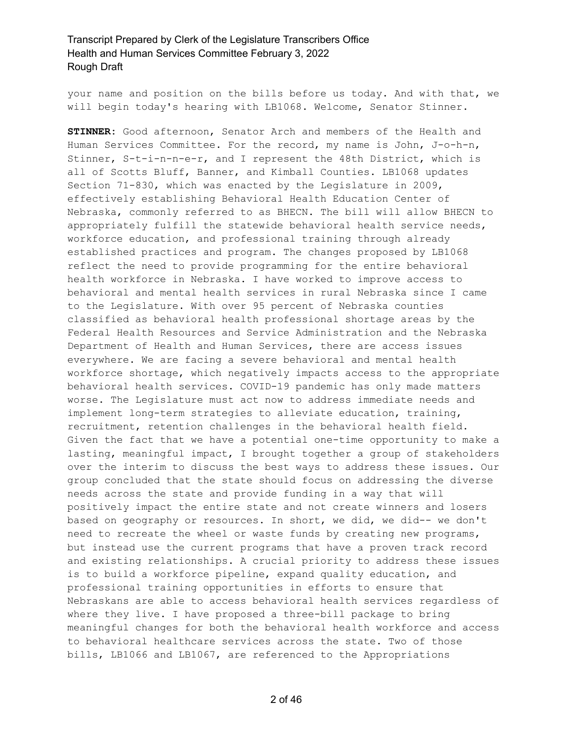your name and position on the bills before us today. And with that, we will begin today's hearing with LB1068. Welcome, Senator Stinner.

**STINNER:** Good afternoon, Senator Arch and members of the Health and Human Services Committee. For the record, my name is John, J-o-h-n, Stinner, S-t-i-n-n-e-r, and I represent the 48th District, which is all of Scotts Bluff, Banner, and Kimball Counties. LB1068 updates Section 71-830, which was enacted by the Legislature in 2009, effectively establishing Behavioral Health Education Center of Nebraska, commonly referred to as BHECN. The bill will allow BHECN to appropriately fulfill the statewide behavioral health service needs, workforce education, and professional training through already established practices and program. The changes proposed by LB1068 reflect the need to provide programming for the entire behavioral health workforce in Nebraska. I have worked to improve access to behavioral and mental health services in rural Nebraska since I came to the Legislature. With over 95 percent of Nebraska counties classified as behavioral health professional shortage areas by the Federal Health Resources and Service Administration and the Nebraska Department of Health and Human Services, there are access issues everywhere. We are facing a severe behavioral and mental health workforce shortage, which negatively impacts access to the appropriate behavioral health services. COVID-19 pandemic has only made matters worse. The Legislature must act now to address immediate needs and implement long-term strategies to alleviate education, training, recruitment, retention challenges in the behavioral health field. Given the fact that we have a potential one-time opportunity to make a lasting, meaningful impact, I brought together a group of stakeholders over the interim to discuss the best ways to address these issues. Our group concluded that the state should focus on addressing the diverse needs across the state and provide funding in a way that will positively impact the entire state and not create winners and losers based on geography or resources. In short, we did, we did-- we don't need to recreate the wheel or waste funds by creating new programs, but instead use the current programs that have a proven track record and existing relationships. A crucial priority to address these issues is to build a workforce pipeline, expand quality education, and professional training opportunities in efforts to ensure that Nebraskans are able to access behavioral health services regardless of where they live. I have proposed a three-bill package to bring meaningful changes for both the behavioral health workforce and access to behavioral healthcare services across the state. Two of those bills, LB1066 and LB1067, are referenced to the Appropriations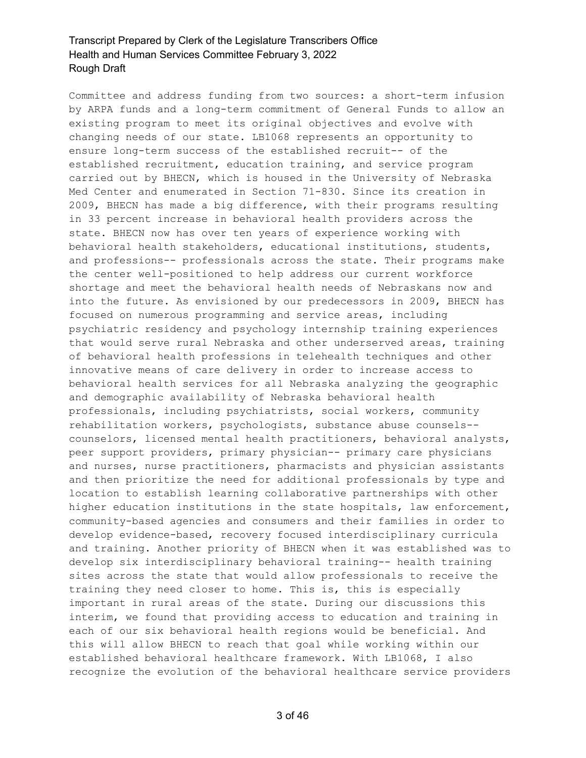Committee and address funding from two sources: a short-term infusion by ARPA funds and a long-term commitment of General Funds to allow an existing program to meet its original objectives and evolve with changing needs of our state. LB1068 represents an opportunity to ensure long-term success of the established recruit-- of the established recruitment, education training, and service program carried out by BHECN, which is housed in the University of Nebraska Med Center and enumerated in Section 71-830. Since its creation in 2009, BHECN has made a big difference, with their programs resulting in 33 percent increase in behavioral health providers across the state. BHECN now has over ten years of experience working with behavioral health stakeholders, educational institutions, students, and professions-- professionals across the state. Their programs make the center well-positioned to help address our current workforce shortage and meet the behavioral health needs of Nebraskans now and into the future. As envisioned by our predecessors in 2009, BHECN has focused on numerous programming and service areas, including psychiatric residency and psychology internship training experiences that would serve rural Nebraska and other underserved areas, training of behavioral health professions in telehealth techniques and other innovative means of care delivery in order to increase access to behavioral health services for all Nebraska analyzing the geographic and demographic availability of Nebraska behavioral health professionals, including psychiatrists, social workers, community rehabilitation workers, psychologists, substance abuse counsels-- counselors, licensed mental health practitioners, behavioral analysts, peer support providers, primary physician-- primary care physicians and nurses, nurse practitioners, pharmacists and physician assistants and then prioritize the need for additional professionals by type and location to establish learning collaborative partnerships with other higher education institutions in the state hospitals, law enforcement, community-based agencies and consumers and their families in order to develop evidence-based, recovery focused interdisciplinary curricula and training. Another priority of BHECN when it was established was to develop six interdisciplinary behavioral training-- health training sites across the state that would allow professionals to receive the training they need closer to home. This is, this is especially important in rural areas of the state. During our discussions this interim, we found that providing access to education and training in each of our six behavioral health regions would be beneficial. And this will allow BHECN to reach that goal while working within our established behavioral healthcare framework. With LB1068, I also recognize the evolution of the behavioral healthcare service providers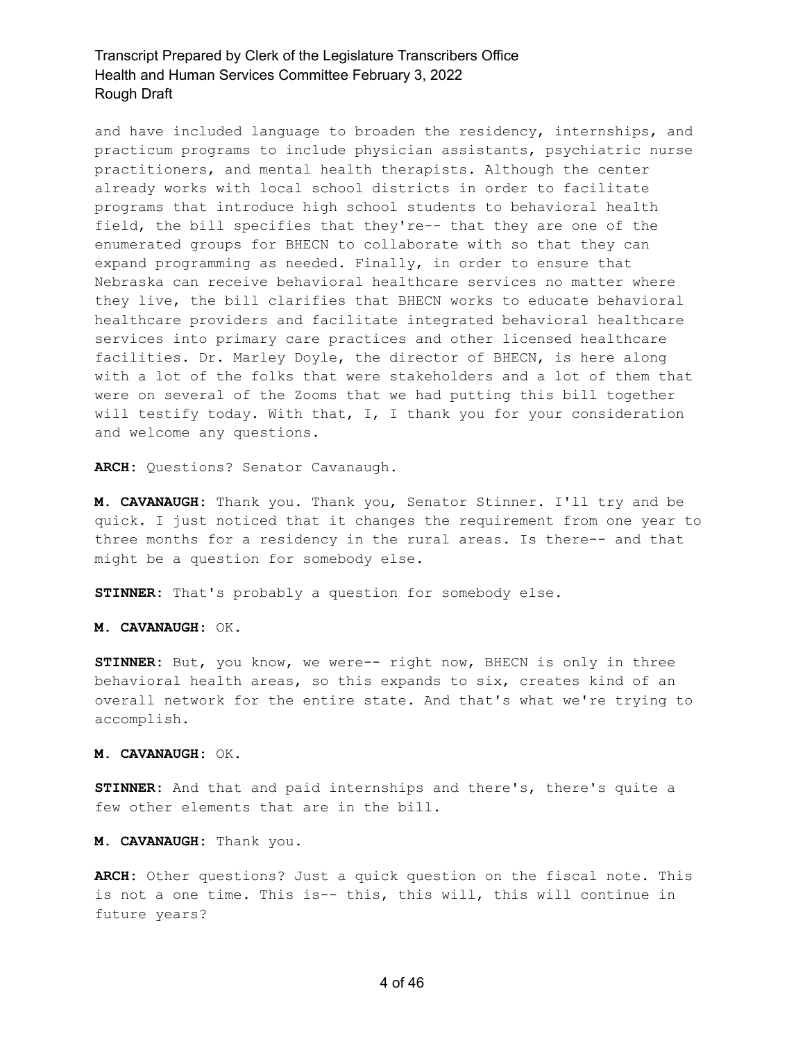and have included language to broaden the residency, internships, and practicum programs to include physician assistants, psychiatric nurse practitioners, and mental health therapists. Although the center already works with local school districts in order to facilitate programs that introduce high school students to behavioral health field, the bill specifies that they're-- that they are one of the enumerated groups for BHECN to collaborate with so that they can expand programming as needed. Finally, in order to ensure that Nebraska can receive behavioral healthcare services no matter where they live, the bill clarifies that BHECN works to educate behavioral healthcare providers and facilitate integrated behavioral healthcare services into primary care practices and other licensed healthcare facilities. Dr. Marley Doyle, the director of BHECN, is here along with a lot of the folks that were stakeholders and a lot of them that were on several of the Zooms that we had putting this bill together will testify today. With that, I, I thank you for your consideration and welcome any questions.

**ARCH:** Questions? Senator Cavanaugh.

**M. CAVANAUGH:** Thank you. Thank you, Senator Stinner. I'll try and be quick. I just noticed that it changes the requirement from one year to three months for a residency in the rural areas. Is there-- and that might be a question for somebody else.

**STINNER:** That's probably a question for somebody else.

**M. CAVANAUGH:** OK.

**STINNER:** But, you know, we were-- right now, BHECN is only in three behavioral health areas, so this expands to six, creates kind of an overall network for the entire state. And that's what we're trying to accomplish.

**M. CAVANAUGH:** OK.

**STINNER:** And that and paid internships and there's, there's quite a few other elements that are in the bill.

**M. CAVANAUGH:** Thank you.

**ARCH:** Other questions? Just a quick question on the fiscal note. This is not a one time. This is-- this, this will, this will continue in future years?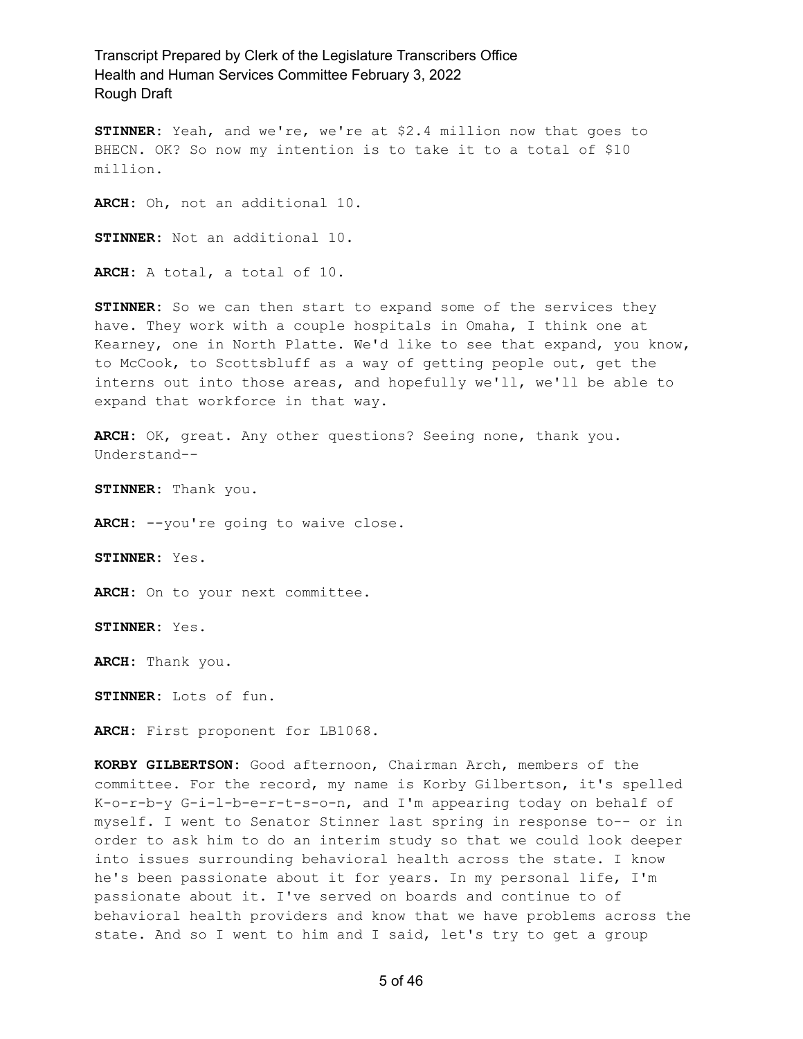**STINNER:** Yeah, and we're, we're at $2.4 million now that goes to BHECN. OK? So now my intention is to take it to a total of $10 million.

**ARCH:** Oh, not an additional 10.

**STINNER:** Not an additional 10.

**ARCH:** A total, a total of 10.

**STINNER:** So we can then start to expand some of the services they have. They work with a couple hospitals in Omaha, I think one at Kearney, one in North Platte. We'd like to see that expand, you know, to McCook, to Scottsbluff as a way of getting people out, get the interns out into those areas, and hopefully we'll, we'll be able to expand that workforce in that way.

**ARCH:** OK, great. Any other questions? Seeing none, thank you. Understand--

**STINNER:** Thank you.

**ARCH:** --you're going to waive close.

**STINNER:** Yes.

**ARCH:** On to your next committee.

**STINNER:** Yes.

**ARCH:** Thank you.

**STINNER:** Lots of fun.

**ARCH:** First proponent for LB1068.

**KORBY GILBERTSON:** Good afternoon, Chairman Arch, members of the committee. For the record, my name is Korby Gilbertson, it's spelled K-o-r-b-y G-i-l-b-e-r-t-s-o-n, and I'm appearing today on behalf of myself. I went to Senator Stinner last spring in response to-- or in order to ask him to do an interim study so that we could look deeper into issues surrounding behavioral health across the state. I know he's been passionate about it for years. In my personal life, I'm passionate about it. I've served on boards and continue to of behavioral health providers and know that we have problems across the state. And so I went to him and I said, let's try to get a group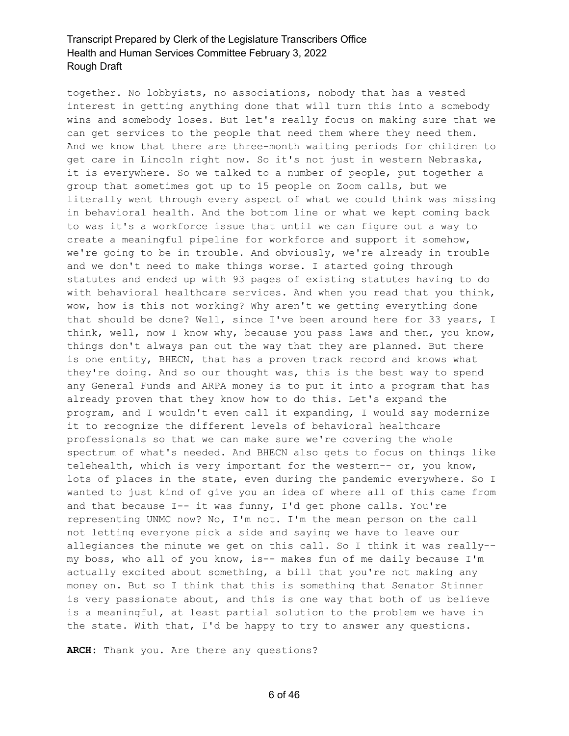together. No lobbyists, no associations, nobody that has a vested interest in getting anything done that will turn this into a somebody wins and somebody loses. But let's really focus on making sure that we can get services to the people that need them where they need them. And we know that there are three-month waiting periods for children to get care in Lincoln right now. So it's not just in western Nebraska, it is everywhere. So we talked to a number of people, put together a group that sometimes got up to 15 people on Zoom calls, but we literally went through every aspect of what we could think was missing in behavioral health. And the bottom line or what we kept coming back to was it's a workforce issue that until we can figure out a way to create a meaningful pipeline for workforce and support it somehow, we're going to be in trouble. And obviously, we're already in trouble and we don't need to make things worse. I started going through statutes and ended up with 93 pages of existing statutes having to do with behavioral healthcare services. And when you read that you think, wow, how is this not working? Why aren't we getting everything done that should be done? Well, since I've been around here for 33 years, I think, well, now I know why, because you pass laws and then, you know, things don't always pan out the way that they are planned. But there is one entity, BHECN, that has a proven track record and knows what they're doing. And so our thought was, this is the best way to spend any General Funds and ARPA money is to put it into a program that has already proven that they know how to do this. Let's expand the program, and I wouldn't even call it expanding, I would say modernize it to recognize the different levels of behavioral healthcare professionals so that we can make sure we're covering the whole spectrum of what's needed. And BHECN also gets to focus on things like telehealth, which is very important for the western-- or, you know, lots of places in the state, even during the pandemic everywhere. So I wanted to just kind of give you an idea of where all of this came from and that because I-- it was funny, I'd get phone calls. You're representing UNMC now? No, I'm not. I'm the mean person on the call not letting everyone pick a side and saying we have to leave our allegiances the minute we get on this call. So I think it was really-- my boss, who all of you know, is-- makes fun of me daily because I'm actually excited about something, a bill that you're not making any money on. But so I think that this is something that Senator Stinner is very passionate about, and this is one way that both of us believe is a meaningful, at least partial solution to the problem we have in the state. With that, I'd be happy to try to answer any questions.

**ARCH:** Thank you. Are there any questions?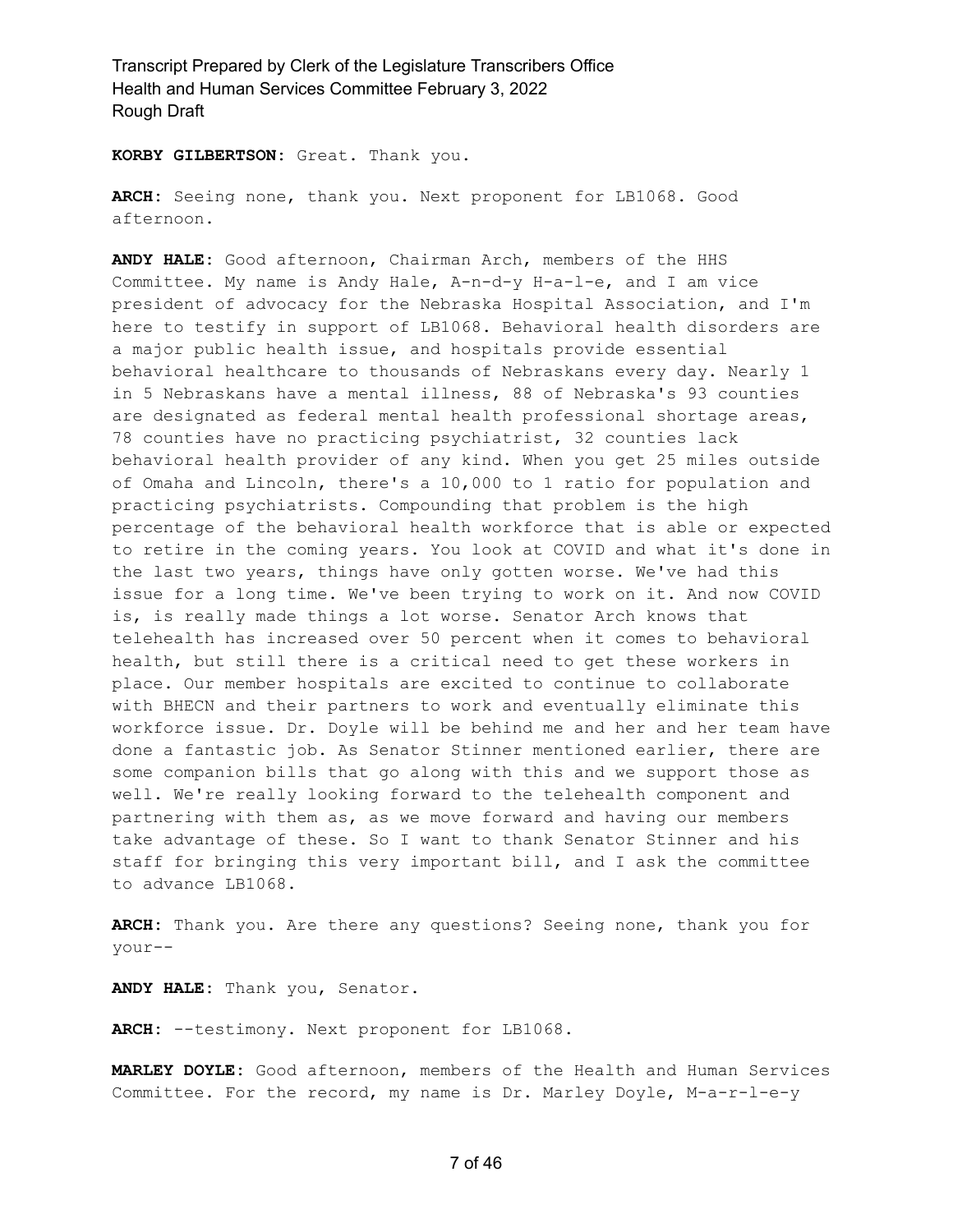**KORBY GILBERTSON:** Great. Thank you.

**ARCH:** Seeing none, thank you. Next proponent for LB1068. Good afternoon.

**ANDY HALE:** Good afternoon, Chairman Arch, members of the HHS Committee. My name is Andy Hale, A-n-d-y H-a-l-e, and I am vice president of advocacy for the Nebraska Hospital Association, and I'm here to testify in support of LB1068. Behavioral health disorders are a major public health issue, and hospitals provide essential behavioral healthcare to thousands of Nebraskans every day. Nearly 1 in 5 Nebraskans have a mental illness, 88 of Nebraska's 93 counties are designated as federal mental health professional shortage areas, 78 counties have no practicing psychiatrist, 32 counties lack behavioral health provider of any kind. When you get 25 miles outside of Omaha and Lincoln, there's a 10,000 to 1 ratio for population and practicing psychiatrists. Compounding that problem is the high percentage of the behavioral health workforce that is able or expected to retire in the coming years. You look at COVID and what it's done in the last two years, things have only gotten worse. We've had this issue for a long time. We've been trying to work on it. And now COVID is, is really made things a lot worse. Senator Arch knows that telehealth has increased over 50 percent when it comes to behavioral health, but still there is a critical need to get these workers in place. Our member hospitals are excited to continue to collaborate with BHECN and their partners to work and eventually eliminate this workforce issue. Dr. Doyle will be behind me and her and her team have done a fantastic job. As Senator Stinner mentioned earlier, there are some companion bills that go along with this and we support those as well. We're really looking forward to the telehealth component and partnering with them as, as we move forward and having our members take advantage of these. So I want to thank Senator Stinner and his staff for bringing this very important bill, and I ask the committee to advance LB1068.

**ARCH:** Thank you. Are there any questions? Seeing none, thank you for your--

**ANDY HALE:** Thank you, Senator.

**ARCH:** --testimony. Next proponent for LB1068.

**MARLEY DOYLE:** Good afternoon, members of the Health and Human Services Committee. For the record, my name is Dr. Marley Doyle, M-a-r-l-e-y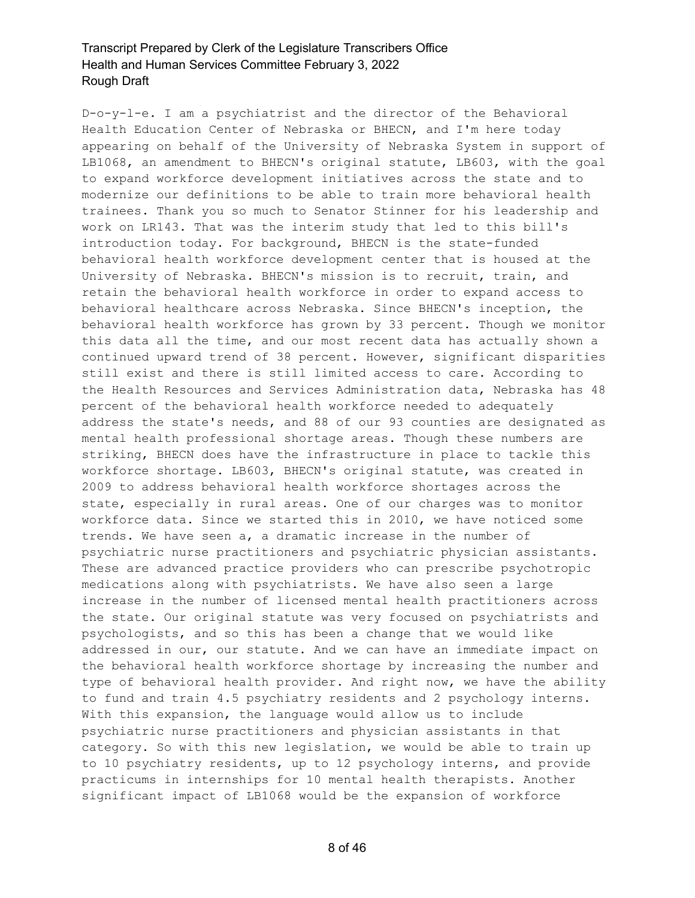D-o-y-l-e. I am a psychiatrist and the director of the Behavioral Health Education Center of Nebraska or BHECN, and I'm here today appearing on behalf of the University of Nebraska System in support of LB1068, an amendment to BHECN's original statute, LB603, with the goal to expand workforce development initiatives across the state and to modernize our definitions to be able to train more behavioral health trainees. Thank you so much to Senator Stinner for his leadership and work on LR143. That was the interim study that led to this bill's introduction today. For background, BHECN is the state-funded behavioral health workforce development center that is housed at the University of Nebraska. BHECN's mission is to recruit, train, and retain the behavioral health workforce in order to expand access to behavioral healthcare across Nebraska. Since BHECN's inception, the behavioral health workforce has grown by 33 percent. Though we monitor this data all the time, and our most recent data has actually shown a continued upward trend of 38 percent. However, significant disparities still exist and there is still limited access to care. According to the Health Resources and Services Administration data, Nebraska has 48 percent of the behavioral health workforce needed to adequately address the state's needs, and 88 of our 93 counties are designated as mental health professional shortage areas. Though these numbers are striking, BHECN does have the infrastructure in place to tackle this workforce shortage. LB603, BHECN's original statute, was created in 2009 to address behavioral health workforce shortages across the state, especially in rural areas. One of our charges was to monitor workforce data. Since we started this in 2010, we have noticed some trends. We have seen a, a dramatic increase in the number of psychiatric nurse practitioners and psychiatric physician assistants. These are advanced practice providers who can prescribe psychotropic medications along with psychiatrists. We have also seen a large increase in the number of licensed mental health practitioners across the state. Our original statute was very focused on psychiatrists and psychologists, and so this has been a change that we would like addressed in our, our statute. And we can have an immediate impact on the behavioral health workforce shortage by increasing the number and type of behavioral health provider. And right now, we have the ability to fund and train 4.5 psychiatry residents and 2 psychology interns. With this expansion, the language would allow us to include psychiatric nurse practitioners and physician assistants in that category. So with this new legislation, we would be able to train up to 10 psychiatry residents, up to 12 psychology interns, and provide practicums in internships for 10 mental health therapists. Another significant impact of LB1068 would be the expansion of workforce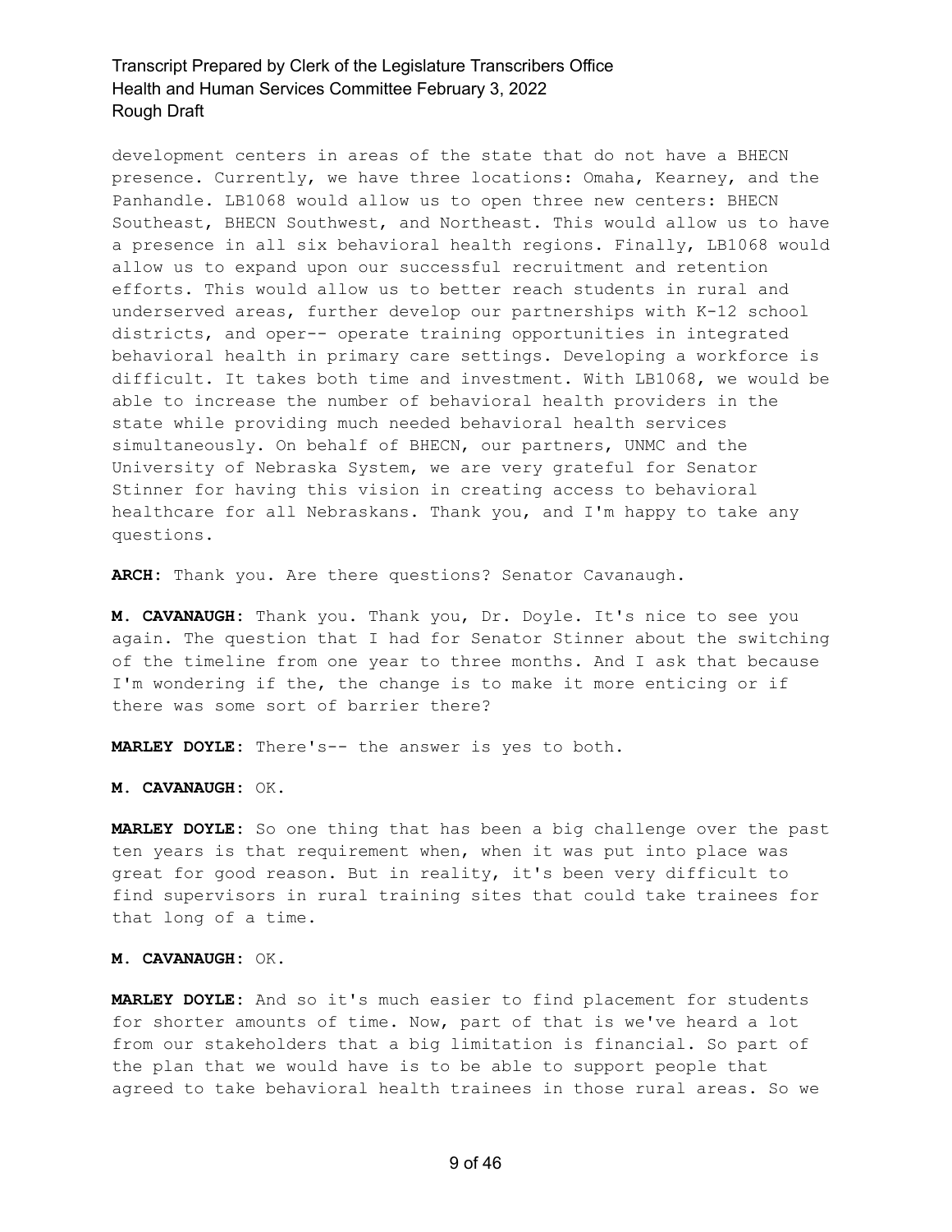development centers in areas of the state that do not have a BHECN presence. Currently, we have three locations: Omaha, Kearney, and the Panhandle. LB1068 would allow us to open three new centers: BHECN Southeast, BHECN Southwest, and Northeast. This would allow us to have a presence in all six behavioral health regions. Finally, LB1068 would allow us to expand upon our successful recruitment and retention efforts. This would allow us to better reach students in rural and underserved areas, further develop our partnerships with K-12 school districts, and oper-- operate training opportunities in integrated behavioral health in primary care settings. Developing a workforce is difficult. It takes both time and investment. With LB1068, we would be able to increase the number of behavioral health providers in the state while providing much needed behavioral health services simultaneously. On behalf of BHECN, our partners, UNMC and the University of Nebraska System, we are very grateful for Senator Stinner for having this vision in creating access to behavioral healthcare for all Nebraskans. Thank you, and I'm happy to take any questions.

**ARCH:** Thank you. Are there questions? Senator Cavanaugh.

**M. CAVANAUGH:** Thank you. Thank you, Dr. Doyle. It's nice to see you again. The question that I had for Senator Stinner about the switching of the timeline from one year to three months. And I ask that because I'm wondering if the, the change is to make it more enticing or if there was some sort of barrier there?

**MARLEY DOYLE:** There's-- the answer is yes to both.

**M. CAVANAUGH:** OK.

**MARLEY DOYLE:** So one thing that has been a big challenge over the past ten years is that requirement when, when it was put into place was great for good reason. But in reality, it's been very difficult to find supervisors in rural training sites that could take trainees for that long of a time.

**M. CAVANAUGH:** OK.

**MARLEY DOYLE:** And so it's much easier to find placement for students for shorter amounts of time. Now, part of that is we've heard a lot from our stakeholders that a big limitation is financial. So part of the plan that we would have is to be able to support people that agreed to take behavioral health trainees in those rural areas. So we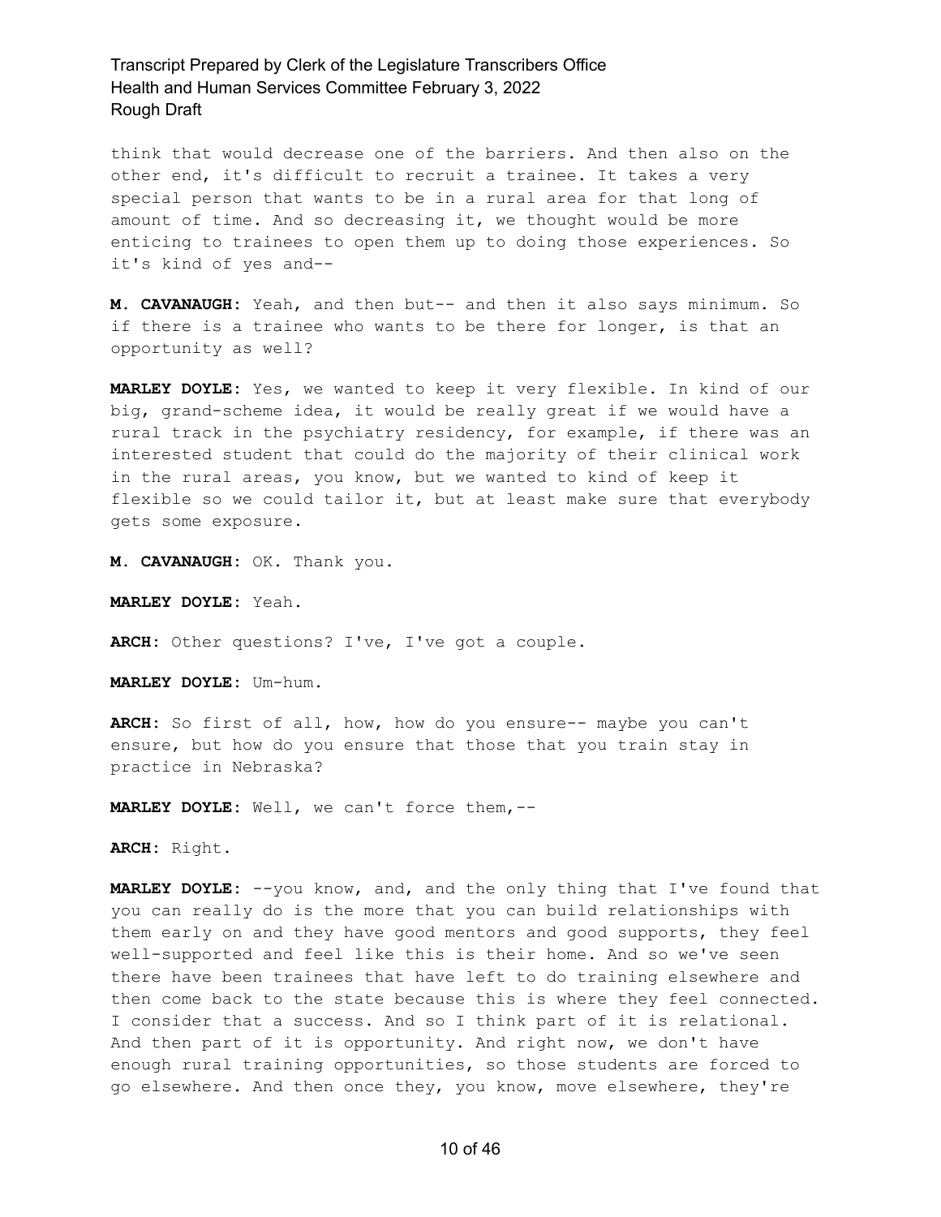think that would decrease one of the barriers. And then also on the other end, it's difficult to recruit a trainee. It takes a very special person that wants to be in a rural area for that long of amount of time. And so decreasing it, we thought would be more enticing to trainees to open them up to doing those experiences. So it's kind of yes and--

**M. CAVANAUGH:** Yeah, and then but-- and then it also says minimum. So if there is a trainee who wants to be there for longer, is that an opportunity as well?

**MARLEY DOYLE:** Yes, we wanted to keep it very flexible. In kind of our big, grand-scheme idea, it would be really great if we would have a rural track in the psychiatry residency, for example, if there was an interested student that could do the majority of their clinical work in the rural areas, you know, but we wanted to kind of keep it flexible so we could tailor it, but at least make sure that everybody gets some exposure.

**M. CAVANAUGH:** OK. Thank you.

**MARLEY DOYLE:** Yeah.

**ARCH:** Other questions? I've, I've got a couple.

**MARLEY DOYLE:** Um-hum.

**ARCH:** So first of all, how, how do you ensure-- maybe you can't ensure, but how do you ensure that those that you train stay in practice in Nebraska?

**MARLEY DOYLE:** Well, we can't force them,--

**ARCH:** Right.

**MARLEY DOYLE:** --you know, and, and the only thing that I've found that you can really do is the more that you can build relationships with them early on and they have good mentors and good supports, they feel well-supported and feel like this is their home. And so we've seen there have been trainees that have left to do training elsewhere and then come back to the state because this is where they feel connected. I consider that a success. And so I think part of it is relational. And then part of it is opportunity. And right now, we don't have enough rural training opportunities, so those students are forced to go elsewhere. And then once they, you know, move elsewhere, they're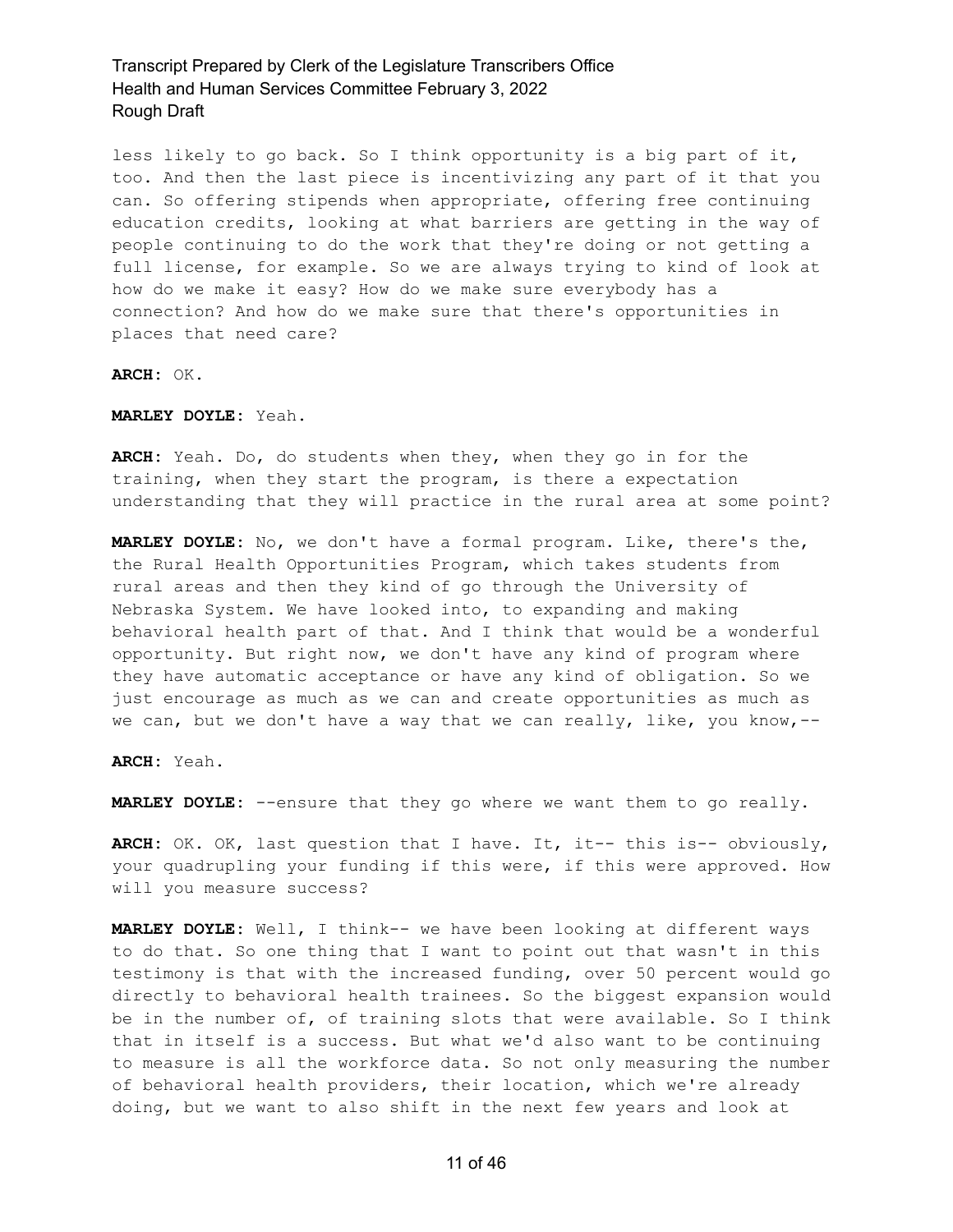less likely to go back. So I think opportunity is a big part of it, too. And then the last piece is incentivizing any part of it that you can. So offering stipends when appropriate, offering free continuing education credits, looking at what barriers are getting in the way of people continuing to do the work that they're doing or not getting a full license, for example. So we are always trying to kind of look at how do we make it easy? How do we make sure everybody has a connection? And how do we make sure that there's opportunities in places that need care?

**ARCH:** OK.

**MARLEY DOYLE:** Yeah.

**ARCH:** Yeah. Do, do students when they, when they go in for the training, when they start the program, is there a expectation understanding that they will practice in the rural area at some point?

**MARLEY DOYLE:** No, we don't have a formal program. Like, there's the, the Rural Health Opportunities Program, which takes students from rural areas and then they kind of go through the University of Nebraska System. We have looked into, to expanding and making behavioral health part of that. And I think that would be a wonderful opportunity. But right now, we don't have any kind of program where they have automatic acceptance or have any kind of obligation. So we just encourage as much as we can and create opportunities as much as we can, but we don't have a way that we can really, like, you know,--

**ARCH:** Yeah.

**MARLEY DOYLE:** --ensure that they go where we want them to go really.

**ARCH:** OK. OK, last question that I have. It, it-- this is-- obviously, your quadrupling your funding if this were, if this were approved. How will you measure success?

**MARLEY DOYLE:** Well, I think-- we have been looking at different ways to do that. So one thing that I want to point out that wasn't in this testimony is that with the increased funding, over 50 percent would go directly to behavioral health trainees. So the biggest expansion would be in the number of, of training slots that were available. So I think that in itself is a success. But what we'd also want to be continuing to measure is all the workforce data. So not only measuring the number of behavioral health providers, their location, which we're already doing, but we want to also shift in the next few years and look at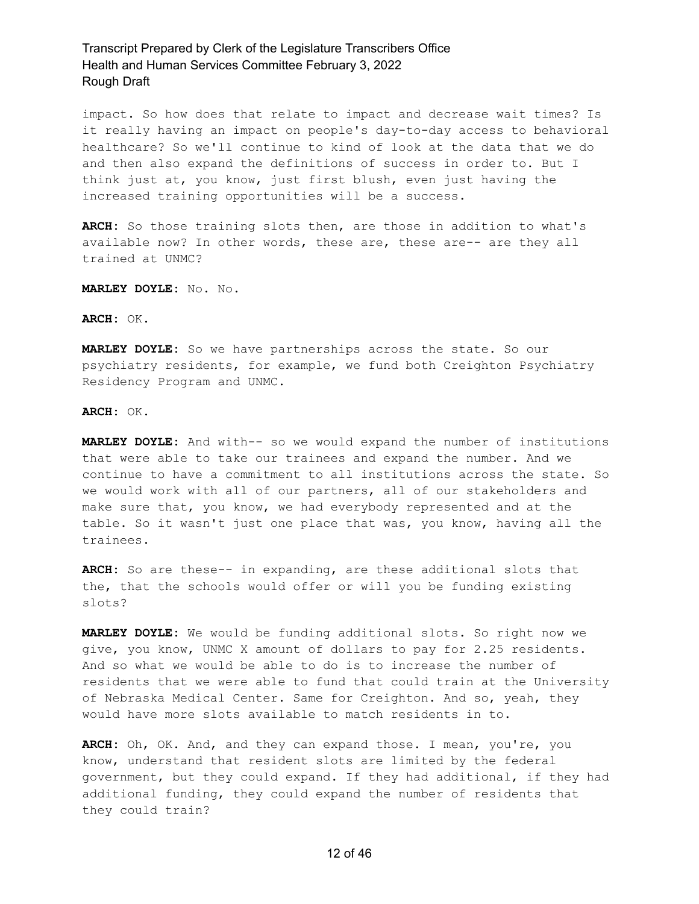impact. So how does that relate to impact and decrease wait times? Is it really having an impact on people's day-to-day access to behavioral healthcare? So we'll continue to kind of look at the data that we do and then also expand the definitions of success in order to. But I think just at, you know, just first blush, even just having the increased training opportunities will be a success.

**ARCH:** So those training slots then, are those in addition to what's available now? In other words, these are, these are-- are they all trained at UNMC?

**MARLEY DOYLE:** No. No.

**ARCH:** OK.

**MARLEY DOYLE:** So we have partnerships across the state. So our psychiatry residents, for example, we fund both Creighton Psychiatry Residency Program and UNMC.

**ARCH:** OK.

**MARLEY DOYLE:** And with-- so we would expand the number of institutions that were able to take our trainees and expand the number. And we continue to have a commitment to all institutions across the state. So we would work with all of our partners, all of our stakeholders and make sure that, you know, we had everybody represented and at the table. So it wasn't just one place that was, you know, having all the trainees.

**ARCH:** So are these-- in expanding, are these additional slots that the, that the schools would offer or will you be funding existing slots?

**MARLEY DOYLE:** We would be funding additional slots. So right now we give, you know, UNMC X amount of dollars to pay for 2.25 residents. And so what we would be able to do is to increase the number of residents that we were able to fund that could train at the University of Nebraska Medical Center. Same for Creighton. And so, yeah, they would have more slots available to match residents in to.

**ARCH:** Oh, OK. And, and they can expand those. I mean, you're, you know, understand that resident slots are limited by the federal government, but they could expand. If they had additional, if they had additional funding, they could expand the number of residents that they could train?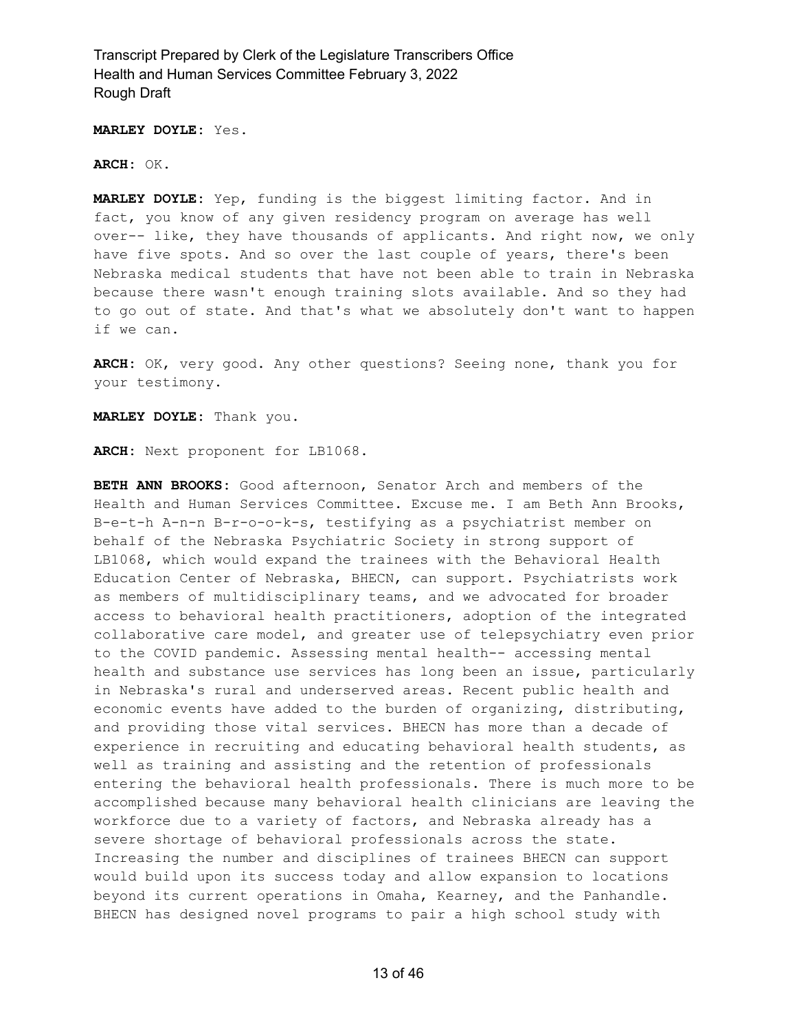**MARLEY DOYLE:** Yes.

**ARCH:** OK.

**MARLEY DOYLE:** Yep, funding is the biggest limiting factor. And in fact, you know of any given residency program on average has well over-- like, they have thousands of applicants. And right now, we only have five spots. And so over the last couple of years, there's been Nebraska medical students that have not been able to train in Nebraska because there wasn't enough training slots available. And so they had to go out of state. And that's what we absolutely don't want to happen if we can.

**ARCH:** OK, very good. Any other questions? Seeing none, thank you for your testimony.

**MARLEY DOYLE:** Thank you.

**ARCH:** Next proponent for LB1068.

**BETH ANN BROOKS:** Good afternoon, Senator Arch and members of the Health and Human Services Committee. Excuse me. I am Beth Ann Brooks, B-e-t-h A-n-n B-r-o-o-k-s, testifying as a psychiatrist member on behalf of the Nebraska Psychiatric Society in strong support of LB1068, which would expand the trainees with the Behavioral Health Education Center of Nebraska, BHECN, can support. Psychiatrists work as members of multidisciplinary teams, and we advocated for broader access to behavioral health practitioners, adoption of the integrated collaborative care model, and greater use of telepsychiatry even prior to the COVID pandemic. Assessing mental health-- accessing mental health and substance use services has long been an issue, particularly in Nebraska's rural and underserved areas. Recent public health and economic events have added to the burden of organizing, distributing, and providing those vital services. BHECN has more than a decade of experience in recruiting and educating behavioral health students, as well as training and assisting and the retention of professionals entering the behavioral health professionals. There is much more to be accomplished because many behavioral health clinicians are leaving the workforce due to a variety of factors, and Nebraska already has a severe shortage of behavioral professionals across the state. Increasing the number and disciplines of trainees BHECN can support would build upon its success today and allow expansion to locations beyond its current operations in Omaha, Kearney, and the Panhandle. BHECN has designed novel programs to pair a high school study with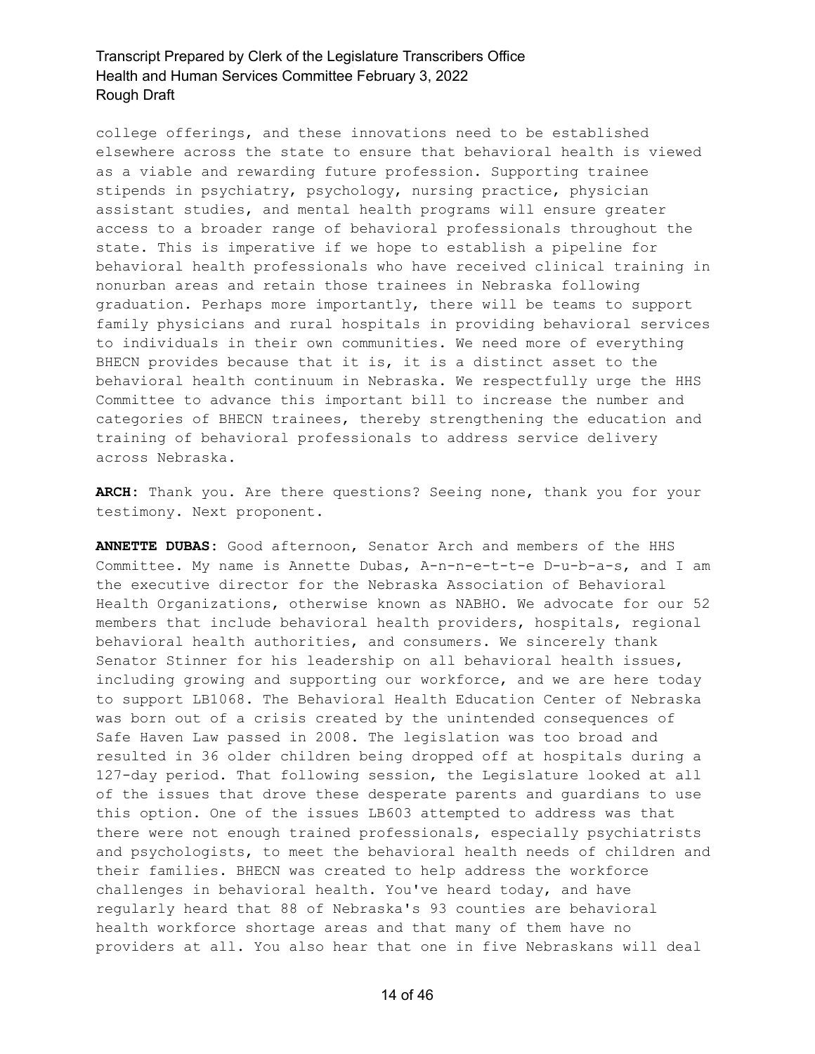college offerings, and these innovations need to be established elsewhere across the state to ensure that behavioral health is viewed as a viable and rewarding future profession. Supporting trainee stipends in psychiatry, psychology, nursing practice, physician assistant studies, and mental health programs will ensure greater access to a broader range of behavioral professionals throughout the state. This is imperative if we hope to establish a pipeline for behavioral health professionals who have received clinical training in nonurban areas and retain those trainees in Nebraska following graduation. Perhaps more importantly, there will be teams to support family physicians and rural hospitals in providing behavioral services to individuals in their own communities. We need more of everything BHECN provides because that it is, it is a distinct asset to the behavioral health continuum in Nebraska. We respectfully urge the HHS Committee to advance this important bill to increase the number and categories of BHECN trainees, thereby strengthening the education and training of behavioral professionals to address service delivery across Nebraska.

**ARCH:** Thank you. Are there questions? Seeing none, thank you for your testimony. Next proponent.

**ANNETTE DUBAS:** Good afternoon, Senator Arch and members of the HHS Committee. My name is Annette Dubas, A-n-n-e-t-t-e D-u-b-a-s, and I am the executive director for the Nebraska Association of Behavioral Health Organizations, otherwise known as NABHO. We advocate for our 52 members that include behavioral health providers, hospitals, regional behavioral health authorities, and consumers. We sincerely thank Senator Stinner for his leadership on all behavioral health issues, including growing and supporting our workforce, and we are here today to support LB1068. The Behavioral Health Education Center of Nebraska was born out of a crisis created by the unintended consequences of Safe Haven Law passed in 2008. The legislation was too broad and resulted in 36 older children being dropped off at hospitals during a 127-day period. That following session, the Legislature looked at all of the issues that drove these desperate parents and guardians to use this option. One of the issues LB603 attempted to address was that there were not enough trained professionals, especially psychiatrists and psychologists, to meet the behavioral health needs of children and their families. BHECN was created to help address the workforce challenges in behavioral health. You've heard today, and have regularly heard that 88 of Nebraska's 93 counties are behavioral health workforce shortage areas and that many of them have no providers at all. You also hear that one in five Nebraskans will deal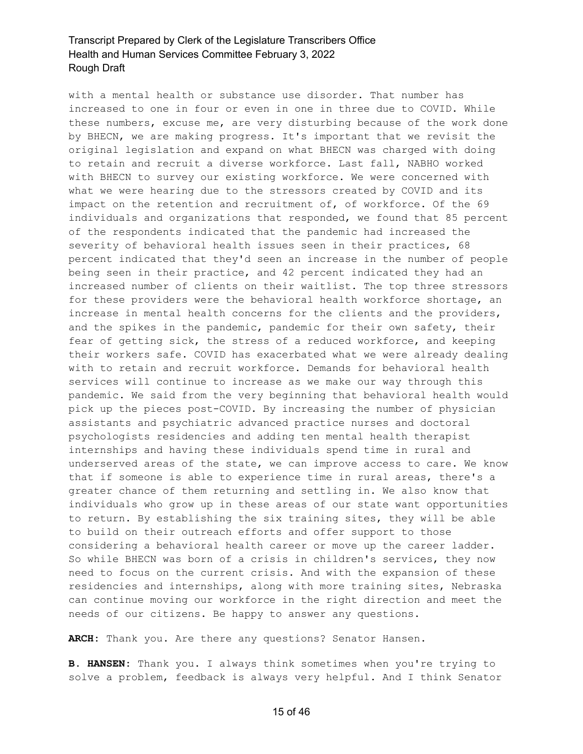with a mental health or substance use disorder. That number has increased to one in four or even in one in three due to COVID. While these numbers, excuse me, are very disturbing because of the work done by BHECN, we are making progress. It's important that we revisit the original legislation and expand on what BHECN was charged with doing to retain and recruit a diverse workforce. Last fall, NABHO worked with BHECN to survey our existing workforce. We were concerned with what we were hearing due to the stressors created by COVID and its impact on the retention and recruitment of, of workforce. Of the 69 individuals and organizations that responded, we found that 85 percent of the respondents indicated that the pandemic had increased the severity of behavioral health issues seen in their practices, 68 percent indicated that they'd seen an increase in the number of people being seen in their practice, and 42 percent indicated they had an increased number of clients on their waitlist. The top three stressors for these providers were the behavioral health workforce shortage, an increase in mental health concerns for the clients and the providers, and the spikes in the pandemic, pandemic for their own safety, their fear of getting sick, the stress of a reduced workforce, and keeping their workers safe. COVID has exacerbated what we were already dealing with to retain and recruit workforce. Demands for behavioral health services will continue to increase as we make our way through this pandemic. We said from the very beginning that behavioral health would pick up the pieces post-COVID. By increasing the number of physician assistants and psychiatric advanced practice nurses and doctoral psychologists residencies and adding ten mental health therapist internships and having these individuals spend time in rural and underserved areas of the state, we can improve access to care. We know that if someone is able to experience time in rural areas, there's a greater chance of them returning and settling in. We also know that individuals who grow up in these areas of our state want opportunities to return. By establishing the six training sites, they will be able to build on their outreach efforts and offer support to those considering a behavioral health career or move up the career ladder. So while BHECN was born of a crisis in children's services, they now need to focus on the current crisis. And with the expansion of these residencies and internships, along with more training sites, Nebraska can continue moving our workforce in the right direction and meet the needs of our citizens. Be happy to answer any questions.

**ARCH:** Thank you. Are there any questions? Senator Hansen.

**B. HANSEN:** Thank you. I always think sometimes when you're trying to solve a problem, feedback is always very helpful. And I think Senator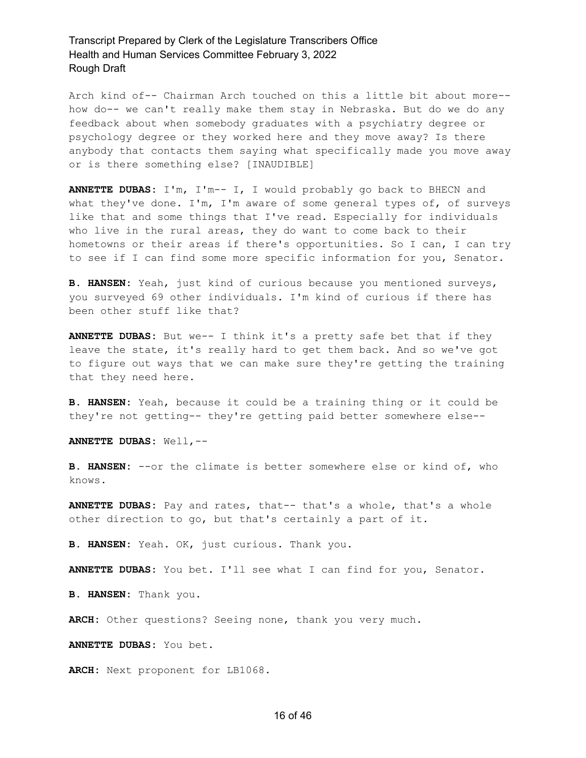Arch kind of-- Chairman Arch touched on this a little bit about more-- how do-- we can't really make them stay in Nebraska. But do we do any feedback about when somebody graduates with a psychiatry degree or psychology degree or they worked here and they move away? Is there anybody that contacts them saying what specifically made you move away or is there something else? [INAUDIBLE]

**ANNETTE DUBAS:** I'm, I'm-- I, I would probably go back to BHECN and what they've done. I'm, I'm aware of some general types of, of surveys like that and some things that I've read. Especially for individuals who live in the rural areas, they do want to come back to their hometowns or their areas if there's opportunities. So I can, I can try to see if I can find some more specific information for you, Senator.

**B. HANSEN:** Yeah, just kind of curious because you mentioned surveys, you surveyed 69 other individuals. I'm kind of curious if there has been other stuff like that?

**ANNETTE DUBAS:** But we-- I think it's a pretty safe bet that if they leave the state, it's really hard to get them back. And so we've got to figure out ways that we can make sure they're getting the training that they need here.

**B. HANSEN:** Yeah, because it could be a training thing or it could be they're not getting-- they're getting paid better somewhere else--

**ANNETTE DUBAS:** Well,--

**B. HANSEN:** --or the climate is better somewhere else or kind of, who knows.

**ANNETTE DUBAS:** Pay and rates, that-- that's a whole, that's a whole other direction to go, but that's certainly a part of it.

**B. HANSEN:** Yeah. OK, just curious. Thank you.

**ANNETTE DUBAS:** You bet. I'll see what I can find for you, Senator.

**B. HANSEN:** Thank you.

**ARCH:** Other questions? Seeing none, thank you very much.

**ANNETTE DUBAS:** You bet.

**ARCH:** Next proponent for LB1068.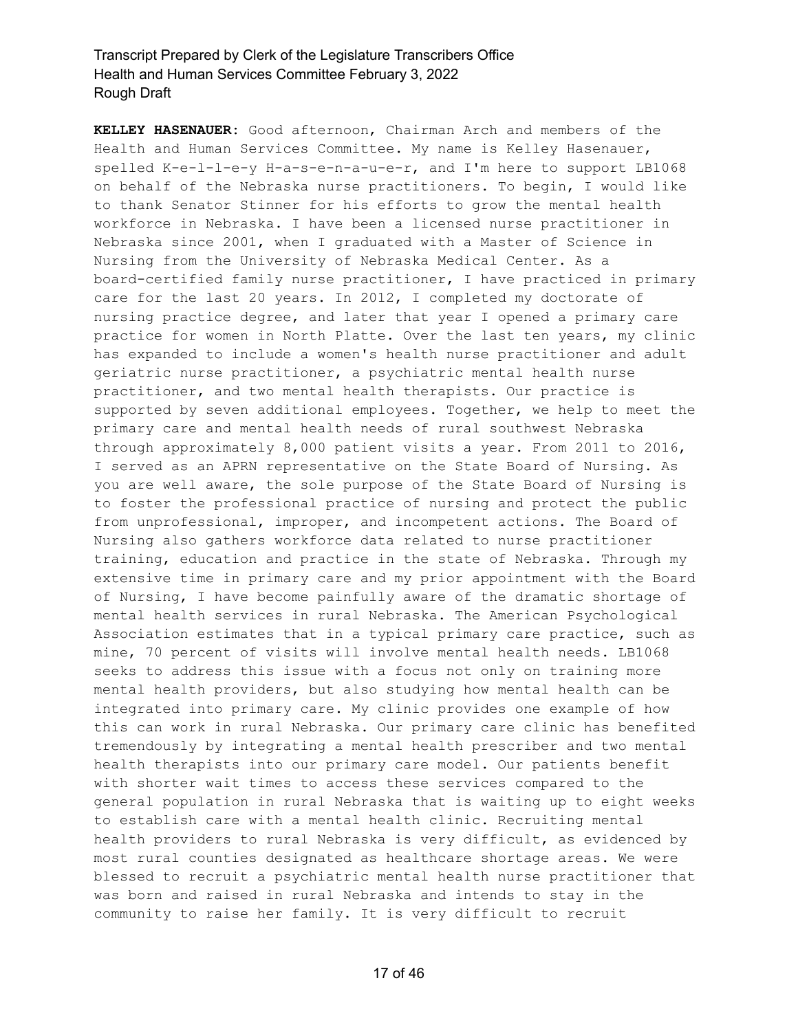**KELLEY HASENAUER:** Good afternoon, Chairman Arch and members of the Health and Human Services Committee. My name is Kelley Hasenauer, spelled K-e-l-l-e-y H-a-s-e-n-a-u-e-r, and I'm here to support LB1068 on behalf of the Nebraska nurse practitioners. To begin, I would like to thank Senator Stinner for his efforts to grow the mental health workforce in Nebraska. I have been a licensed nurse practitioner in Nebraska since 2001, when I graduated with a Master of Science in Nursing from the University of Nebraska Medical Center. As a board-certified family nurse practitioner, I have practiced in primary care for the last 20 years. In 2012, I completed my doctorate of nursing practice degree, and later that year I opened a primary care practice for women in North Platte. Over the last ten years, my clinic has expanded to include a women's health nurse practitioner and adult geriatric nurse practitioner, a psychiatric mental health nurse practitioner, and two mental health therapists. Our practice is supported by seven additional employees. Together, we help to meet the primary care and mental health needs of rural southwest Nebraska through approximately 8,000 patient visits a year. From 2011 to 2016, I served as an APRN representative on the State Board of Nursing. As you are well aware, the sole purpose of the State Board of Nursing is to foster the professional practice of nursing and protect the public from unprofessional, improper, and incompetent actions. The Board of Nursing also gathers workforce data related to nurse practitioner training, education and practice in the state of Nebraska. Through my extensive time in primary care and my prior appointment with the Board of Nursing, I have become painfully aware of the dramatic shortage of mental health services in rural Nebraska. The American Psychological Association estimates that in a typical primary care practice, such as mine, 70 percent of visits will involve mental health needs. LB1068 seeks to address this issue with a focus not only on training more mental health providers, but also studying how mental health can be integrated into primary care. My clinic provides one example of how this can work in rural Nebraska. Our primary care clinic has benefited tremendously by integrating a mental health prescriber and two mental health therapists into our primary care model. Our patients benefit with shorter wait times to access these services compared to the general population in rural Nebraska that is waiting up to eight weeks to establish care with a mental health clinic. Recruiting mental health providers to rural Nebraska is very difficult, as evidenced by most rural counties designated as healthcare shortage areas. We were blessed to recruit a psychiatric mental health nurse practitioner that was born and raised in rural Nebraska and intends to stay in the community to raise her family. It is very difficult to recruit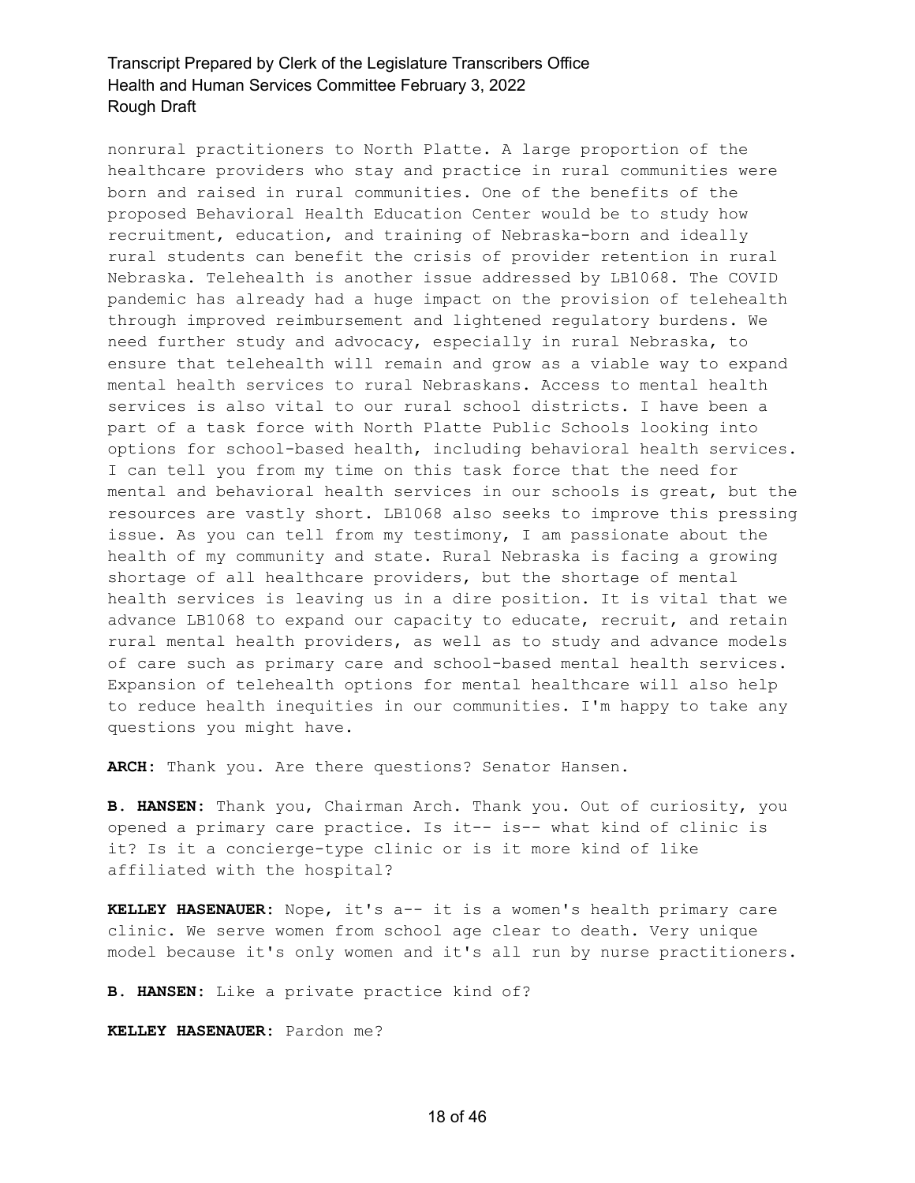nonrural practitioners to North Platte. A large proportion of the healthcare providers who stay and practice in rural communities were born and raised in rural communities. One of the benefits of the proposed Behavioral Health Education Center would be to study how recruitment, education, and training of Nebraska-born and ideally rural students can benefit the crisis of provider retention in rural Nebraska. Telehealth is another issue addressed by LB1068. The COVID pandemic has already had a huge impact on the provision of telehealth through improved reimbursement and lightened regulatory burdens. We need further study and advocacy, especially in rural Nebraska, to ensure that telehealth will remain and grow as a viable way to expand mental health services to rural Nebraskans. Access to mental health services is also vital to our rural school districts. I have been a part of a task force with North Platte Public Schools looking into options for school-based health, including behavioral health services. I can tell you from my time on this task force that the need for mental and behavioral health services in our schools is great, but the resources are vastly short. LB1068 also seeks to improve this pressing issue. As you can tell from my testimony, I am passionate about the health of my community and state. Rural Nebraska is facing a growing shortage of all healthcare providers, but the shortage of mental health services is leaving us in a dire position. It is vital that we advance LB1068 to expand our capacity to educate, recruit, and retain rural mental health providers, as well as to study and advance models of care such as primary care and school-based mental health services. Expansion of telehealth options for mental healthcare will also help to reduce health inequities in our communities. I'm happy to take any questions you might have.

**ARCH:** Thank you. Are there questions? Senator Hansen.

**B. HANSEN:** Thank you, Chairman Arch. Thank you. Out of curiosity, you opened a primary care practice. Is it-- is-- what kind of clinic is it? Is it a concierge-type clinic or is it more kind of like affiliated with the hospital?

**KELLEY HASENAUER:** Nope, it's a-- it is a women's health primary care clinic. We serve women from school age clear to death. Very unique model because it's only women and it's all run by nurse practitioners.

**B. HANSEN:** Like a private practice kind of?

**KELLEY HASENAUER:** Pardon me?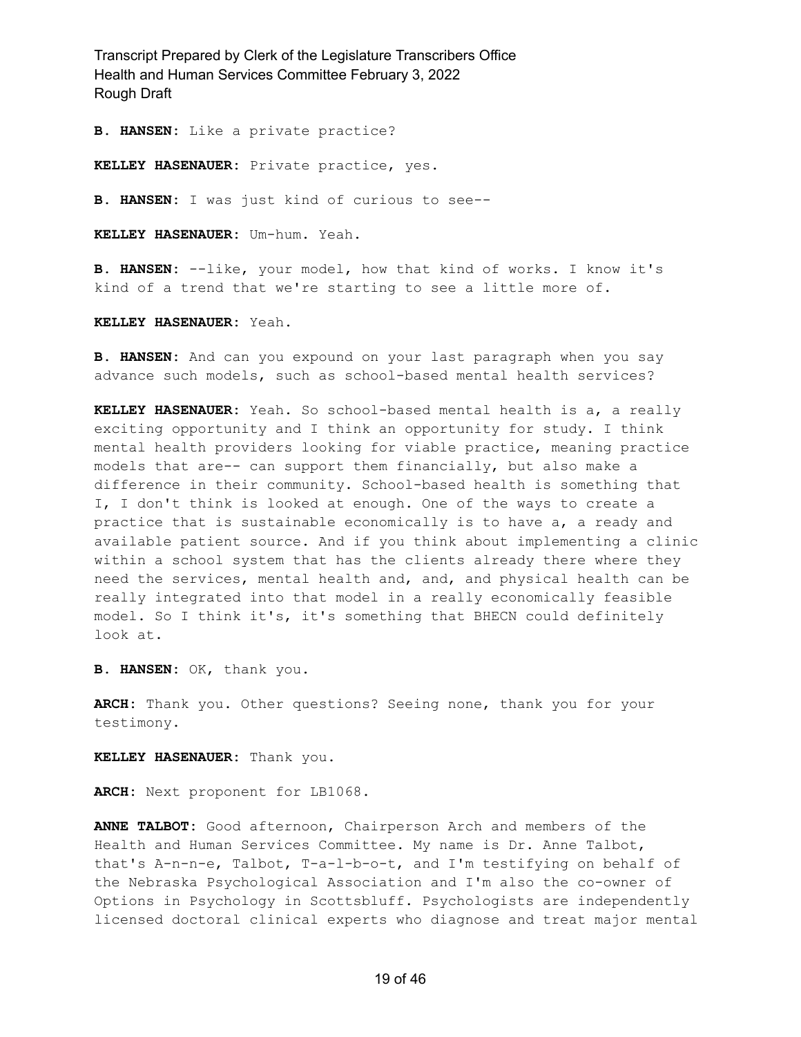**B. HANSEN:** Like a private practice?

**KELLEY HASENAUER:** Private practice, yes.

**B. HANSEN:** I was just kind of curious to see--

**KELLEY HASENAUER:** Um-hum. Yeah.

**B. HANSEN:** --like, your model, how that kind of works. I know it's kind of a trend that we're starting to see a little more of.

**KELLEY HASENAUER:** Yeah.

**B. HANSEN:** And can you expound on your last paragraph when you say advance such models, such as school-based mental health services?

**KELLEY HASENAUER:** Yeah. So school-based mental health is a, a really exciting opportunity and I think an opportunity for study. I think mental health providers looking for viable practice, meaning practice models that are-- can support them financially, but also make a difference in their community. School-based health is something that I, I don't think is looked at enough. One of the ways to create a practice that is sustainable economically is to have a, a ready and available patient source. And if you think about implementing a clinic within a school system that has the clients already there where they need the services, mental health and, and, and physical health can be really integrated into that model in a really economically feasible model. So I think it's, it's something that BHECN could definitely look at.

**B. HANSEN:** OK, thank you.

**ARCH:** Thank you. Other questions? Seeing none, thank you for your testimony.

**KELLEY HASENAUER:** Thank you.

**ARCH:** Next proponent for LB1068.

**ANNE TALBOT:** Good afternoon, Chairperson Arch and members of the Health and Human Services Committee. My name is Dr. Anne Talbot, that's A-n-n-e, Talbot, T-a-l-b-o-t, and I'm testifying on behalf of the Nebraska Psychological Association and I'm also the co-owner of Options in Psychology in Scottsbluff. Psychologists are independently licensed doctoral clinical experts who diagnose and treat major mental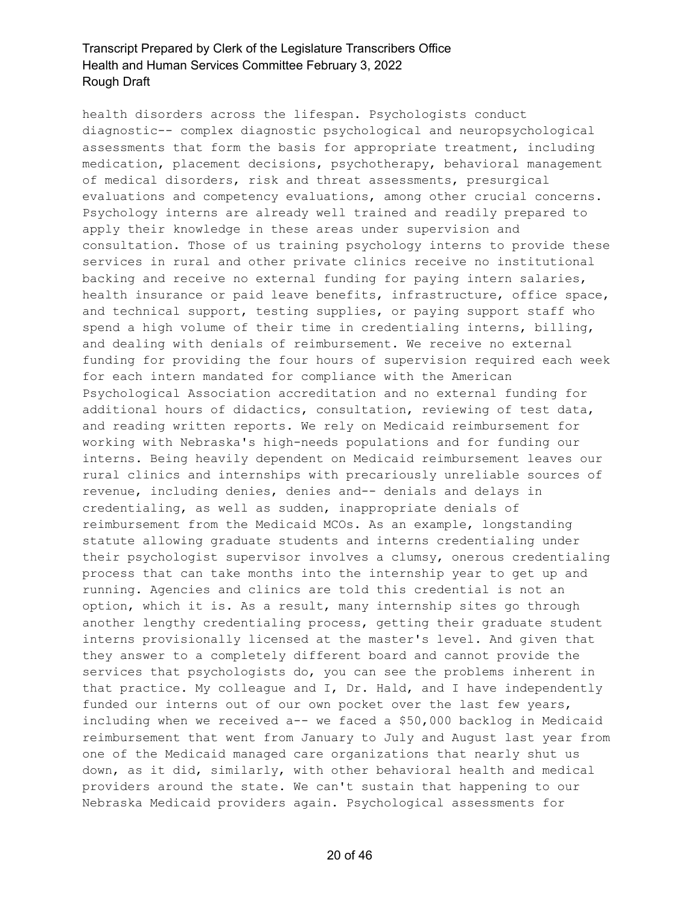health disorders across the lifespan. Psychologists conduct diagnostic-- complex diagnostic psychological and neuropsychological assessments that form the basis for appropriate treatment, including medication, placement decisions, psychotherapy, behavioral management of medical disorders, risk and threat assessments, presurgical evaluations and competency evaluations, among other crucial concerns. Psychology interns are already well trained and readily prepared to apply their knowledge in these areas under supervision and consultation. Those of us training psychology interns to provide these services in rural and other private clinics receive no institutional backing and receive no external funding for paying intern salaries, health insurance or paid leave benefits, infrastructure, office space, and technical support, testing supplies, or paying support staff who spend a high volume of their time in credentialing interns, billing, and dealing with denials of reimbursement. We receive no external funding for providing the four hours of supervision required each week for each intern mandated for compliance with the American Psychological Association accreditation and no external funding for additional hours of didactics, consultation, reviewing of test data, and reading written reports. We rely on Medicaid reimbursement for working with Nebraska's high-needs populations and for funding our interns. Being heavily dependent on Medicaid reimbursement leaves our rural clinics and internships with precariously unreliable sources of revenue, including denies, denies and-- denials and delays in credentialing, as well as sudden, inappropriate denials of reimbursement from the Medicaid MCOs. As an example, longstanding statute allowing graduate students and interns credentialing under their psychologist supervisor involves a clumsy, onerous credentialing process that can take months into the internship year to get up and running. Agencies and clinics are told this credential is not an option, which it is. As a result, many internship sites go through another lengthy credentialing process, getting their graduate student interns provisionally licensed at the master's level. And given that they answer to a completely different board and cannot provide the services that psychologists do, you can see the problems inherent in that practice. My colleague and I, Dr. Hald, and I have independently funded our interns out of our own pocket over the last few years, including when we received a-- we faced a $50,000 backlog in Medicaid reimbursement that went from January to July and August last year from one of the Medicaid managed care organizations that nearly shut us down, as it did, similarly, with other behavioral health and medical providers around the state. We can't sustain that happening to our Nebraska Medicaid providers again. Psychological assessments for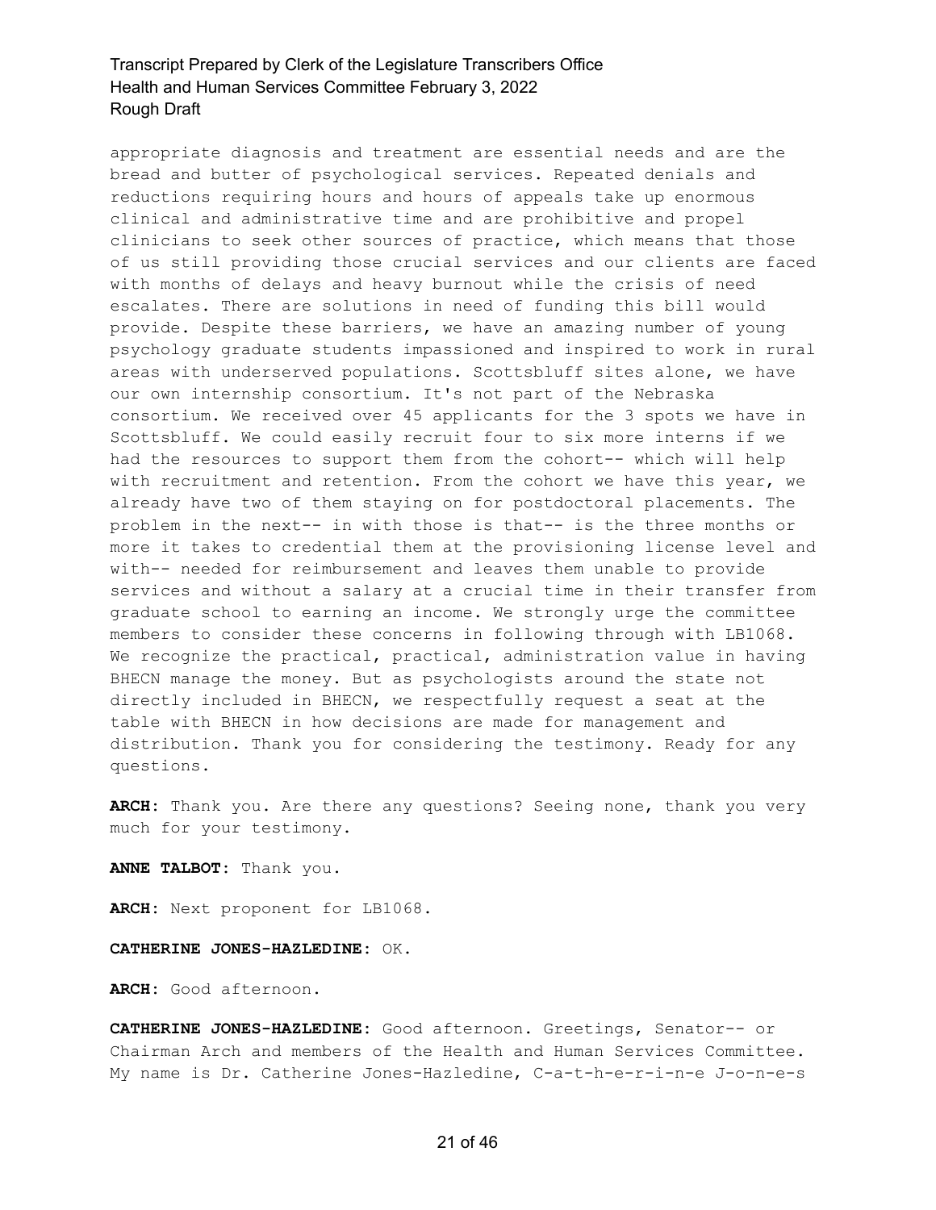appropriate diagnosis and treatment are essential needs and are the bread and butter of psychological services. Repeated denials and reductions requiring hours and hours of appeals take up enormous clinical and administrative time and are prohibitive and propel clinicians to seek other sources of practice, which means that those of us still providing those crucial services and our clients are faced with months of delays and heavy burnout while the crisis of need escalates. There are solutions in need of funding this bill would provide. Despite these barriers, we have an amazing number of young psychology graduate students impassioned and inspired to work in rural areas with underserved populations. Scottsbluff sites alone, we have our own internship consortium. It's not part of the Nebraska consortium. We received over 45 applicants for the 3 spots we have in Scottsbluff. We could easily recruit four to six more interns if we had the resources to support them from the cohort-- which will help with recruitment and retention. From the cohort we have this year, we already have two of them staying on for postdoctoral placements. The problem in the next-- in with those is that-- is the three months or more it takes to credential them at the provisioning license level and with-- needed for reimbursement and leaves them unable to provide services and without a salary at a crucial time in their transfer from graduate school to earning an income. We strongly urge the committee members to consider these concerns in following through with LB1068. We recognize the practical, practical, administration value in having BHECN manage the money. But as psychologists around the state not directly included in BHECN, we respectfully request a seat at the table with BHECN in how decisions are made for management and distribution. Thank you for considering the testimony. Ready for any questions.

**ARCH:** Thank you. Are there any questions? Seeing none, thank you very much for your testimony.

**ANNE TALBOT:** Thank you.

**ARCH:** Next proponent for LB1068.

**CATHERINE JONES-HAZLEDINE:** OK.

**ARCH:** Good afternoon.

**CATHERINE JONES-HAZLEDINE:** Good afternoon. Greetings, Senator-- or Chairman Arch and members of the Health and Human Services Committee. My name is Dr. Catherine Jones-Hazledine, C-a-t-h-e-r-i-n-e J-o-n-e-s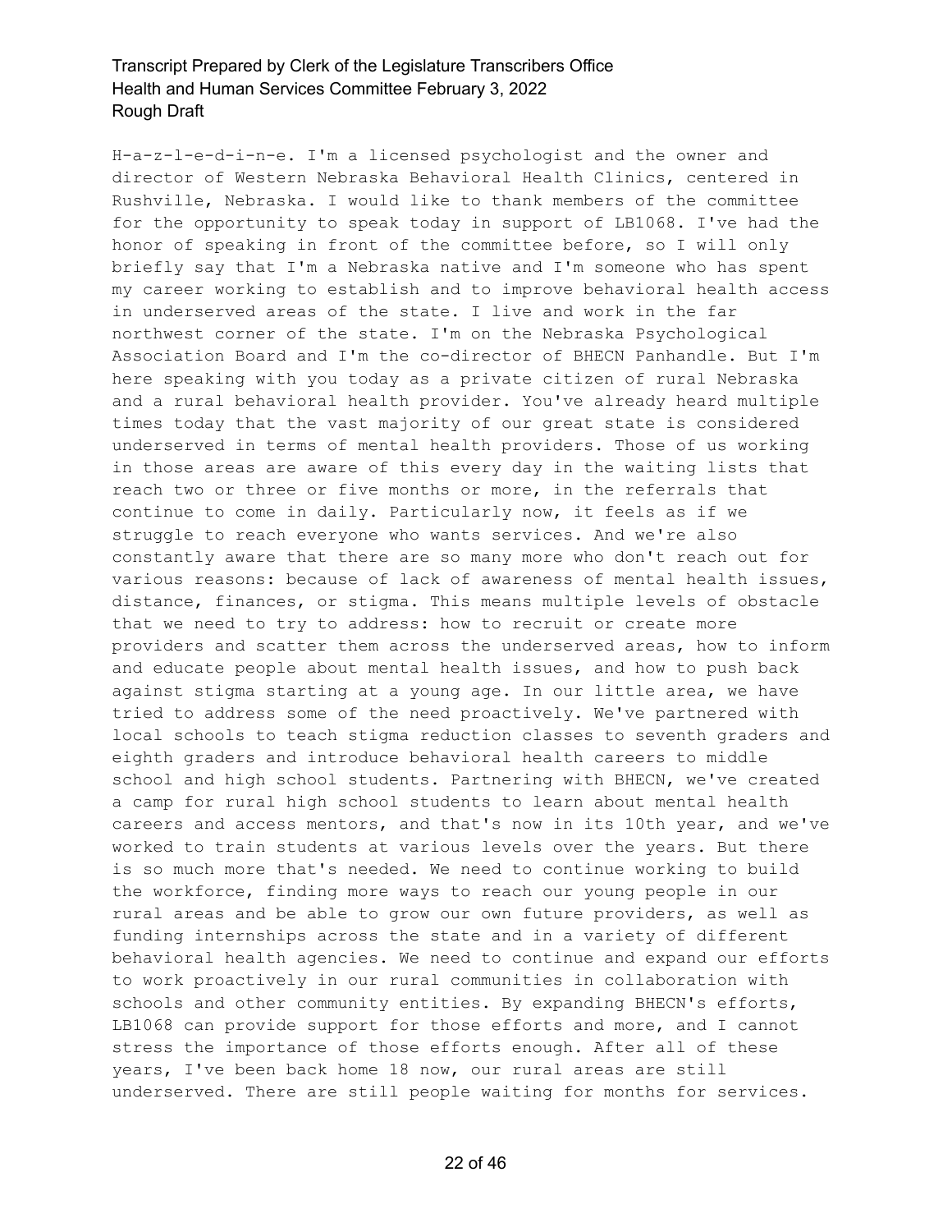H-a-z-l-e-d-i-n-e. I'm a licensed psychologist and the owner and director of Western Nebraska Behavioral Health Clinics, centered in Rushville, Nebraska. I would like to thank members of the committee for the opportunity to speak today in support of LB1068. I've had the honor of speaking in front of the committee before, so I will only briefly say that I'm a Nebraska native and I'm someone who has spent my career working to establish and to improve behavioral health access in underserved areas of the state. I live and work in the far northwest corner of the state. I'm on the Nebraska Psychological Association Board and I'm the co-director of BHECN Panhandle. But I'm here speaking with you today as a private citizen of rural Nebraska and a rural behavioral health provider. You've already heard multiple times today that the vast majority of our great state is considered underserved in terms of mental health providers. Those of us working in those areas are aware of this every day in the waiting lists that reach two or three or five months or more, in the referrals that continue to come in daily. Particularly now, it feels as if we struggle to reach everyone who wants services. And we're also constantly aware that there are so many more who don't reach out for various reasons: because of lack of awareness of mental health issues, distance, finances, or stigma. This means multiple levels of obstacle that we need to try to address: how to recruit or create more providers and scatter them across the underserved areas, how to inform and educate people about mental health issues, and how to push back against stigma starting at a young age. In our little area, we have tried to address some of the need proactively. We've partnered with local schools to teach stigma reduction classes to seventh graders and eighth graders and introduce behavioral health careers to middle school and high school students. Partnering with BHECN, we've created a camp for rural high school students to learn about mental health careers and access mentors, and that's now in its 10th year, and we've worked to train students at various levels over the years. But there is so much more that's needed. We need to continue working to build the workforce, finding more ways to reach our young people in our rural areas and be able to grow our own future providers, as well as funding internships across the state and in a variety of different behavioral health agencies. We need to continue and expand our efforts to work proactively in our rural communities in collaboration with schools and other community entities. By expanding BHECN's efforts, LB1068 can provide support for those efforts and more, and I cannot stress the importance of those efforts enough. After all of these years, I've been back home 18 now, our rural areas are still underserved. There are still people waiting for months for services.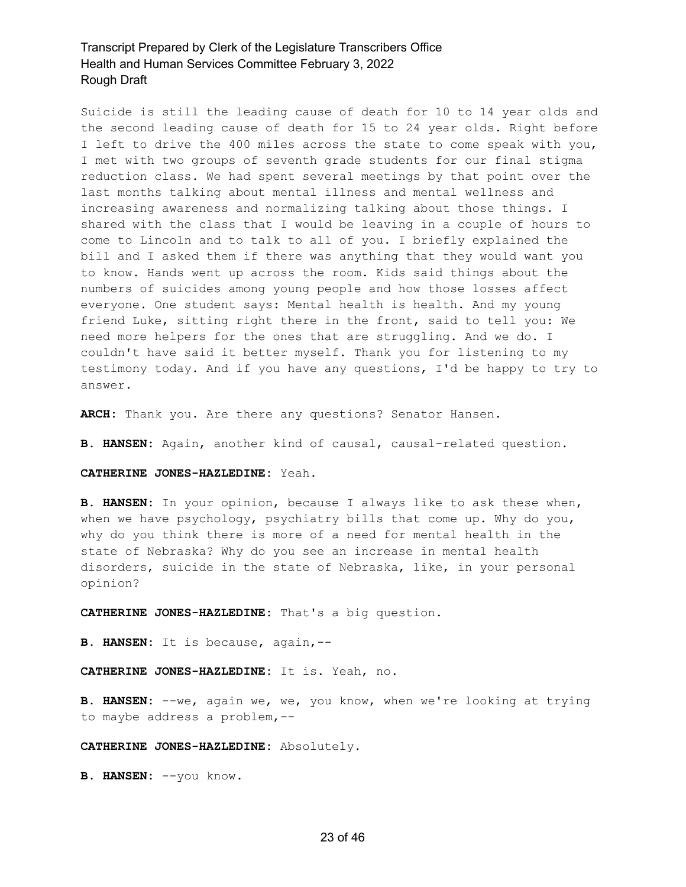Suicide is still the leading cause of death for 10 to 14 year olds and the second leading cause of death for 15 to 24 year olds. Right before I left to drive the 400 miles across the state to come speak with you, I met with two groups of seventh grade students for our final stigma reduction class. We had spent several meetings by that point over the last months talking about mental illness and mental wellness and increasing awareness and normalizing talking about those things. I shared with the class that I would be leaving in a couple of hours to come to Lincoln and to talk to all of you. I briefly explained the bill and I asked them if there was anything that they would want you to know. Hands went up across the room. Kids said things about the numbers of suicides among young people and how those losses affect everyone. One student says: Mental health is health. And my young friend Luke, sitting right there in the front, said to tell you: We need more helpers for the ones that are struggling. And we do. I couldn't have said it better myself. Thank you for listening to my testimony today. And if you have any questions, I'd be happy to try to answer.

**ARCH:** Thank you. Are there any questions? Senator Hansen.

**B. HANSEN:** Again, another kind of causal, causal-related question.

**CATHERINE JONES-HAZLEDINE:** Yeah.

**B. HANSEN:** In your opinion, because I always like to ask these when, when we have psychology, psychiatry bills that come up. Why do you, why do you think there is more of a need for mental health in the state of Nebraska? Why do you see an increase in mental health disorders, suicide in the state of Nebraska, like, in your personal opinion?

**CATHERINE JONES-HAZLEDINE:** That's a big question.

**B. HANSEN:** It is because, again,--

**CATHERINE JONES-HAZLEDINE:** It is. Yeah, no.

**B. HANSEN:** --we, again we, we, you know, when we're looking at trying to maybe address a problem,--

**CATHERINE JONES-HAZLEDINE:** Absolutely.

**B. HANSEN:** --you know.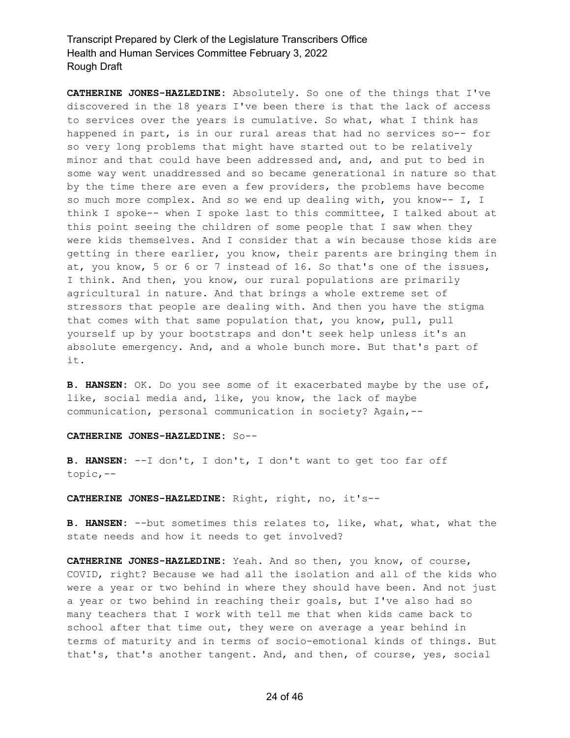**CATHERINE JONES-HAZLEDINE:** Absolutely. So one of the things that I've discovered in the 18 years I've been there is that the lack of access to services over the years is cumulative. So what, what I think has happened in part, is in our rural areas that had no services so-- for so very long problems that might have started out to be relatively minor and that could have been addressed and, and, and put to bed in some way went unaddressed and so became generational in nature so that by the time there are even a few providers, the problems have become so much more complex. And so we end up dealing with, you know-- I, I think I spoke-- when I spoke last to this committee, I talked about at this point seeing the children of some people that I saw when they were kids themselves. And I consider that a win because those kids are getting in there earlier, you know, their parents are bringing them in at, you know, 5 or 6 or 7 instead of 16. So that's one of the issues, I think. And then, you know, our rural populations are primarily agricultural in nature. And that brings a whole extreme set of stressors that people are dealing with. And then you have the stigma that comes with that same population that, you know, pull, pull yourself up by your bootstraps and don't seek help unless it's an absolute emergency. And, and a whole bunch more. But that's part of it.

**B. HANSEN:** OK. Do you see some of it exacerbated maybe by the use of, like, social media and, like, you know, the lack of maybe communication, personal communication in society? Again,--

**CATHERINE JONES-HAZLEDINE:** So--

**B. HANSEN:** --I don't, I don't, I don't want to get too far off topic,--

**CATHERINE JONES-HAZLEDINE:** Right, right, no, it's--

**B. HANSEN:** --but sometimes this relates to, like, what, what, what the state needs and how it needs to get involved?

**CATHERINE JONES-HAZLEDINE:** Yeah. And so then, you know, of course, COVID, right? Because we had all the isolation and all of the kids who were a year or two behind in where they should have been. And not just a year or two behind in reaching their goals, but I've also had so many teachers that I work with tell me that when kids came back to school after that time out, they were on average a year behind in terms of maturity and in terms of socio-emotional kinds of things. But that's, that's another tangent. And, and then, of course, yes, social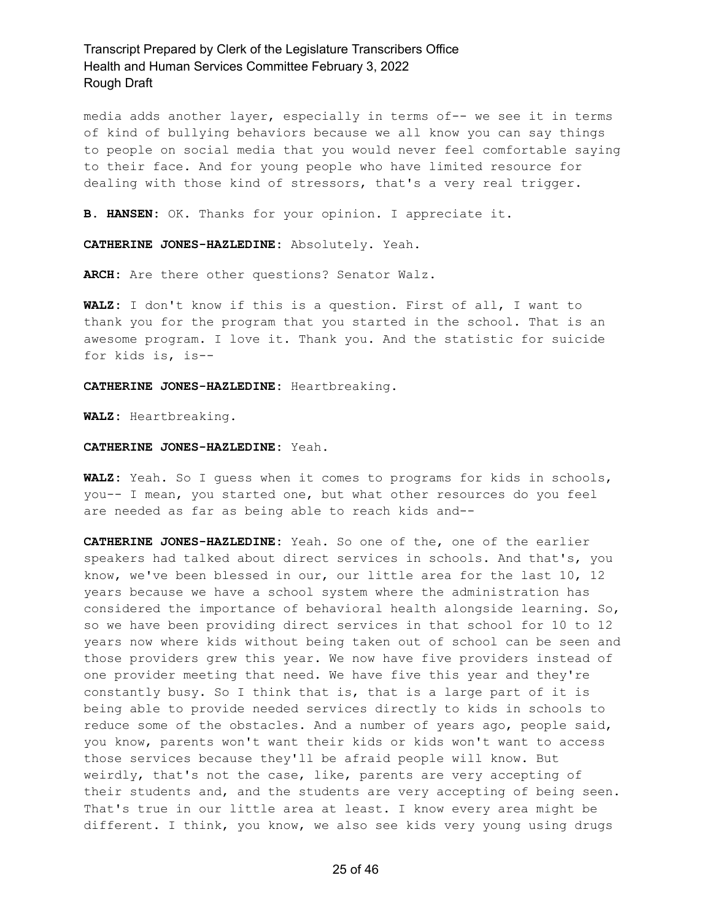media adds another layer, especially in terms of-- we see it in terms of kind of bullying behaviors because we all know you can say things to people on social media that you would never feel comfortable saying to their face. And for young people who have limited resource for dealing with those kind of stressors, that's a very real trigger.

**B. HANSEN:** OK. Thanks for your opinion. I appreciate it.

**CATHERINE JONES-HAZLEDINE:** Absolutely. Yeah.

**ARCH:** Are there other questions? Senator Walz.

**WALZ:** I don't know if this is a question. First of all, I want to thank you for the program that you started in the school. That is an awesome program. I love it. Thank you. And the statistic for suicide for kids is, is--

**CATHERINE JONES-HAZLEDINE:** Heartbreaking.

**WALZ:** Heartbreaking.

**CATHERINE JONES-HAZLEDINE:** Yeah.

**WALZ:** Yeah. So I guess when it comes to programs for kids in schools, you-- I mean, you started one, but what other resources do you feel are needed as far as being able to reach kids and--

**CATHERINE JONES-HAZLEDINE:** Yeah. So one of the, one of the earlier speakers had talked about direct services in schools. And that's, you know, we've been blessed in our, our little area for the last 10, 12 years because we have a school system where the administration has considered the importance of behavioral health alongside learning. So, so we have been providing direct services in that school for 10 to 12 years now where kids without being taken out of school can be seen and those providers grew this year. We now have five providers instead of one provider meeting that need. We have five this year and they're constantly busy. So I think that is, that is a large part of it is being able to provide needed services directly to kids in schools to reduce some of the obstacles. And a number of years ago, people said, you know, parents won't want their kids or kids won't want to access those services because they'll be afraid people will know. But weirdly, that's not the case, like, parents are very accepting of their students and, and the students are very accepting of being seen. That's true in our little area at least. I know every area might be different. I think, you know, we also see kids very young using drugs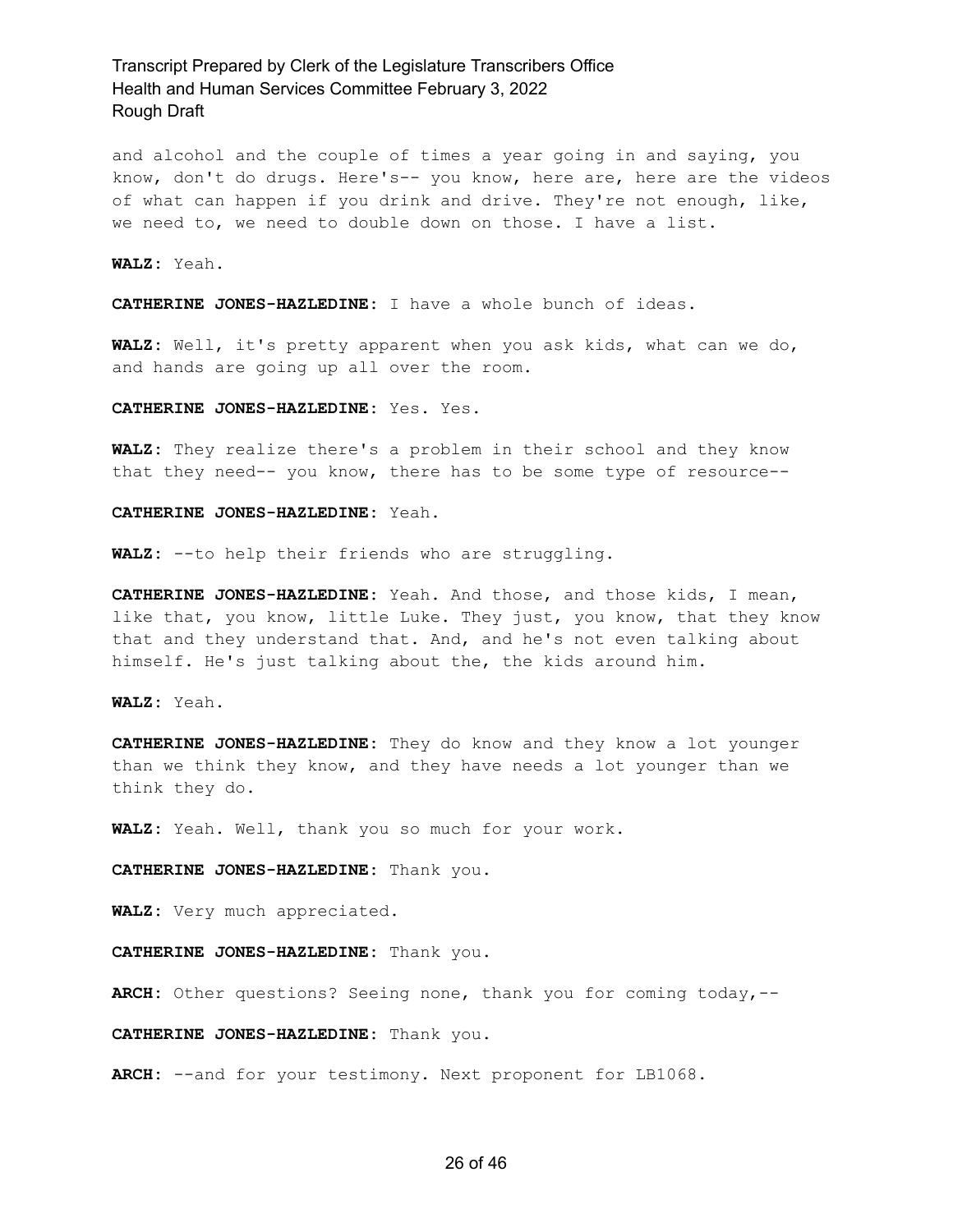and alcohol and the couple of times a year going in and saying, you know, don't do drugs. Here's-- you know, here are, here are the videos of what can happen if you drink and drive. They're not enough, like, we need to, we need to double down on those. I have a list.

**WALZ:** Yeah.

**CATHERINE JONES-HAZLEDINE:** I have a whole bunch of ideas.

**WALZ:** Well, it's pretty apparent when you ask kids, what can we do, and hands are going up all over the room.

**CATHERINE JONES-HAZLEDINE:** Yes. Yes.

**WALZ:** They realize there's a problem in their school and they know that they need-- you know, there has to be some type of resource--

**CATHERINE JONES-HAZLEDINE:** Yeah.

**WALZ:** --to help their friends who are struggling.

**CATHERINE JONES-HAZLEDINE:** Yeah. And those, and those kids, I mean, like that, you know, little Luke. They just, you know, that they know that and they understand that. And, and he's not even talking about himself. He's just talking about the, the kids around him.

**WALZ:** Yeah.

**CATHERINE JONES-HAZLEDINE:** They do know and they know a lot younger than we think they know, and they have needs a lot younger than we think they do.

**WALZ:** Yeah. Well, thank you so much for your work.

**CATHERINE JONES-HAZLEDINE:** Thank you.

**WALZ:** Very much appreciated.

**CATHERINE JONES-HAZLEDINE:** Thank you.

**ARCH:** Other questions? Seeing none, thank you for coming today,--

**CATHERINE JONES-HAZLEDINE:** Thank you.

**ARCH:** --and for your testimony. Next proponent for LB1068.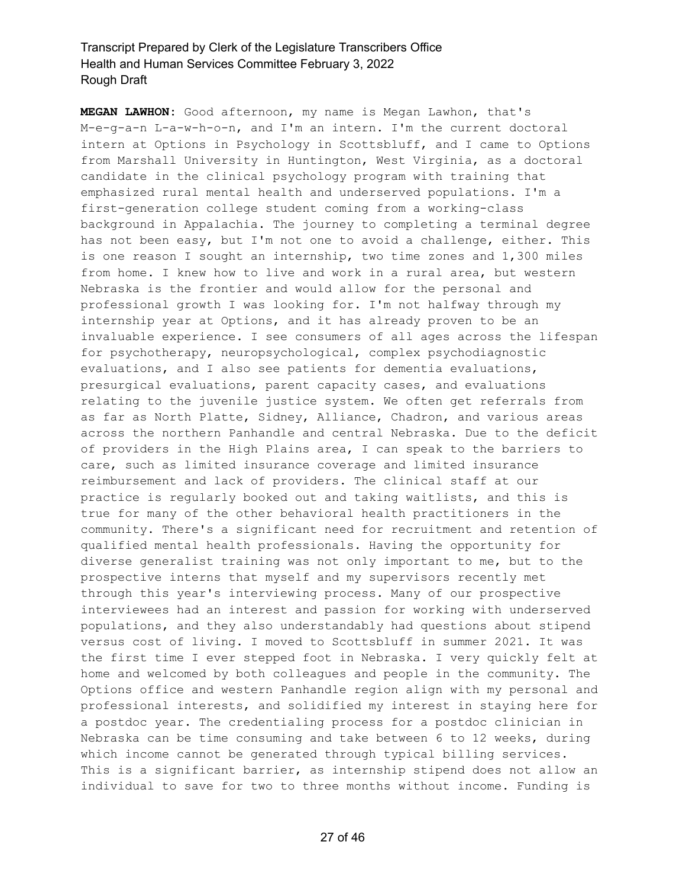**MEGAN LAWHON:** Good afternoon, my name is Megan Lawhon, that's M-e-g-a-n L-a-w-h-o-n, and I'm an intern. I'm the current doctoral intern at Options in Psychology in Scottsbluff, and I came to Options from Marshall University in Huntington, West Virginia, as a doctoral candidate in the clinical psychology program with training that emphasized rural mental health and underserved populations. I'm a first-generation college student coming from a working-class background in Appalachia. The journey to completing a terminal degree has not been easy, but I'm not one to avoid a challenge, either. This is one reason I sought an internship, two time zones and 1,300 miles from home. I knew how to live and work in a rural area, but western Nebraska is the frontier and would allow for the personal and professional growth I was looking for. I'm not halfway through my internship year at Options, and it has already proven to be an invaluable experience. I see consumers of all ages across the lifespan for psychotherapy, neuropsychological, complex psychodiagnostic evaluations, and I also see patients for dementia evaluations, presurgical evaluations, parent capacity cases, and evaluations relating to the juvenile justice system. We often get referrals from as far as North Platte, Sidney, Alliance, Chadron, and various areas across the northern Panhandle and central Nebraska. Due to the deficit of providers in the High Plains area, I can speak to the barriers to care, such as limited insurance coverage and limited insurance reimbursement and lack of providers. The clinical staff at our practice is regularly booked out and taking waitlists, and this is true for many of the other behavioral health practitioners in the community. There's a significant need for recruitment and retention of qualified mental health professionals. Having the opportunity for diverse generalist training was not only important to me, but to the prospective interns that myself and my supervisors recently met through this year's interviewing process. Many of our prospective interviewees had an interest and passion for working with underserved populations, and they also understandably had questions about stipend versus cost of living. I moved to Scottsbluff in summer 2021. It was the first time I ever stepped foot in Nebraska. I very quickly felt at home and welcomed by both colleagues and people in the community. The Options office and western Panhandle region align with my personal and professional interests, and solidified my interest in staying here for a postdoc year. The credentialing process for a postdoc clinician in Nebraska can be time consuming and take between 6 to 12 weeks, during which income cannot be generated through typical billing services. This is a significant barrier, as internship stipend does not allow an individual to save for two to three months without income. Funding is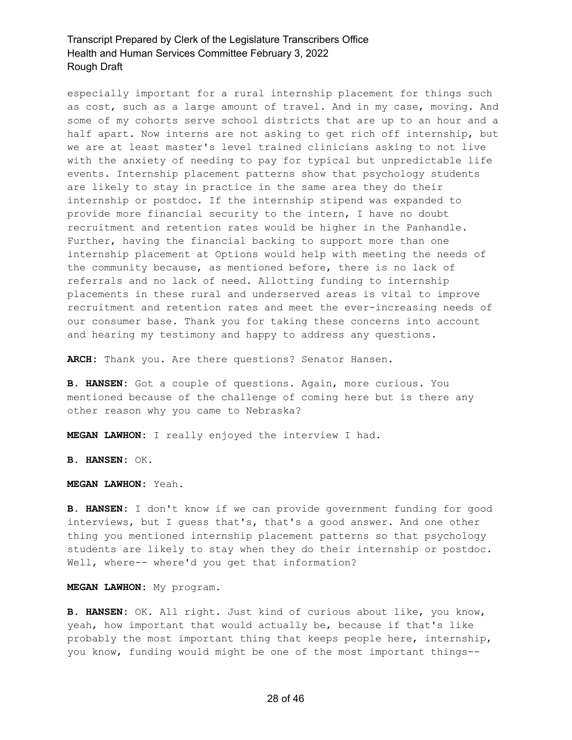especially important for a rural internship placement for things such as cost, such as a large amount of travel. And in my case, moving. And some of my cohorts serve school districts that are up to an hour and a half apart. Now interns are not asking to get rich off internship, but we are at least master's level trained clinicians asking to not live with the anxiety of needing to pay for typical but unpredictable life events. Internship placement patterns show that psychology students are likely to stay in practice in the same area they do their internship or postdoc. If the internship stipend was expanded to provide more financial security to the intern, I have no doubt recruitment and retention rates would be higher in the Panhandle. Further, having the financial backing to support more than one internship placement at Options would help with meeting the needs of the community because, as mentioned before, there is no lack of referrals and no lack of need. Allotting funding to internship placements in these rural and underserved areas is vital to improve recruitment and retention rates and meet the ever-increasing needs of our consumer base. Thank you for taking these concerns into account and hearing my testimony and happy to address any questions.

**ARCH:** Thank you. Are there questions? Senator Hansen.

**B. HANSEN:** Got a couple of questions. Again, more curious. You mentioned because of the challenge of coming here but is there any other reason why you came to Nebraska?

**MEGAN LAWHON:** I really enjoyed the interview I had.

**B. HANSEN:** OK.

**MEGAN LAWHON:** Yeah.

**B. HANSEN:** I don't know if we can provide government funding for good interviews, but I guess that's, that's a good answer. And one other thing you mentioned internship placement patterns so that psychology students are likely to stay when they do their internship or postdoc. Well, where-- where'd you get that information?

**MEGAN LAWHON:** My program.

**B. HANSEN:** OK. All right. Just kind of curious about like, you know, yeah, how important that would actually be, because if that's like probably the most important thing that keeps people here, internship, you know, funding would might be one of the most important things--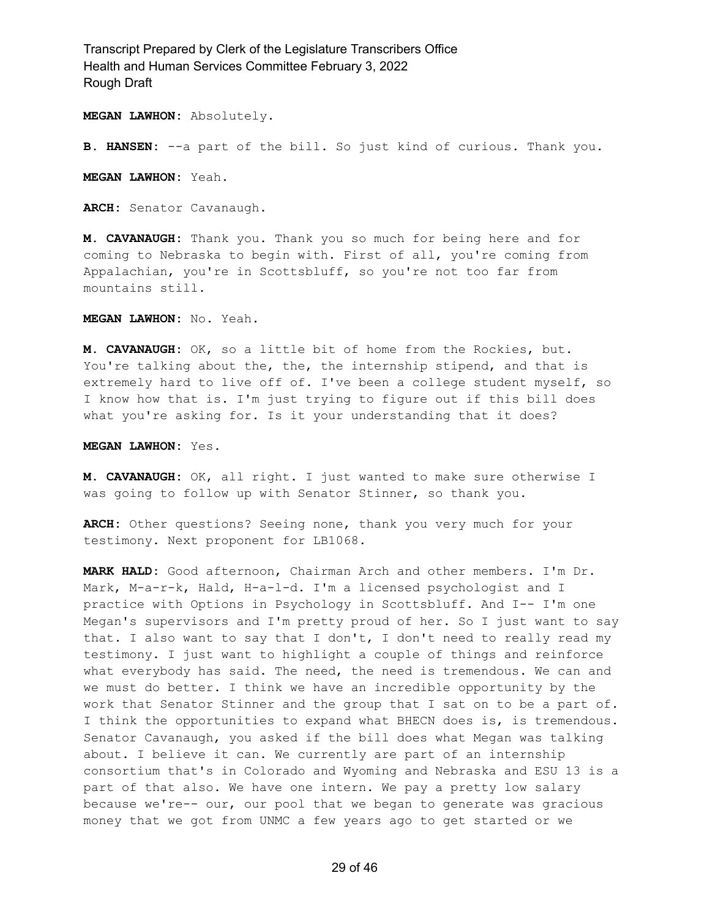**MEGAN LAWHON:** Absolutely.

**B. HANSEN:** --a part of the bill. So just kind of curious. Thank you.

**MEGAN LAWHON:** Yeah.

**ARCH:** Senator Cavanaugh.

**M. CAVANAUGH:** Thank you. Thank you so much for being here and for coming to Nebraska to begin with. First of all, you're coming from Appalachian, you're in Scottsbluff, so you're not too far from mountains still.

**MEGAN LAWHON:** No. Yeah.

**M. CAVANAUGH:** OK, so a little bit of home from the Rockies, but. You're talking about the, the, the internship stipend, and that is extremely hard to live off of. I've been a college student myself, so I know how that is. I'm just trying to figure out if this bill does what you're asking for. Is it your understanding that it does?

**MEGAN LAWHON:** Yes.

**M. CAVANAUGH:** OK, all right. I just wanted to make sure otherwise I was going to follow up with Senator Stinner, so thank you.

**ARCH:** Other questions? Seeing none, thank you very much for your testimony. Next proponent for LB1068.

**MARK HALD:** Good afternoon, Chairman Arch and other members. I'm Dr. Mark, M-a-r-k, Hald, H-a-l-d. I'm a licensed psychologist and I practice with Options in Psychology in Scottsbluff. And I-- I'm one Megan's supervisors and I'm pretty proud of her. So I just want to say that. I also want to say that I don't, I don't need to really read my testimony. I just want to highlight a couple of things and reinforce what everybody has said. The need, the need is tremendous. We can and we must do better. I think we have an incredible opportunity by the work that Senator Stinner and the group that I sat on to be a part of. I think the opportunities to expand what BHECN does is, is tremendous. Senator Cavanaugh, you asked if the bill does what Megan was talking about. I believe it can. We currently are part of an internship consortium that's in Colorado and Wyoming and Nebraska and ESU 13 is a part of that also. We have one intern. We pay a pretty low salary because we're-- our, our pool that we began to generate was gracious money that we got from UNMC a few years ago to get started or we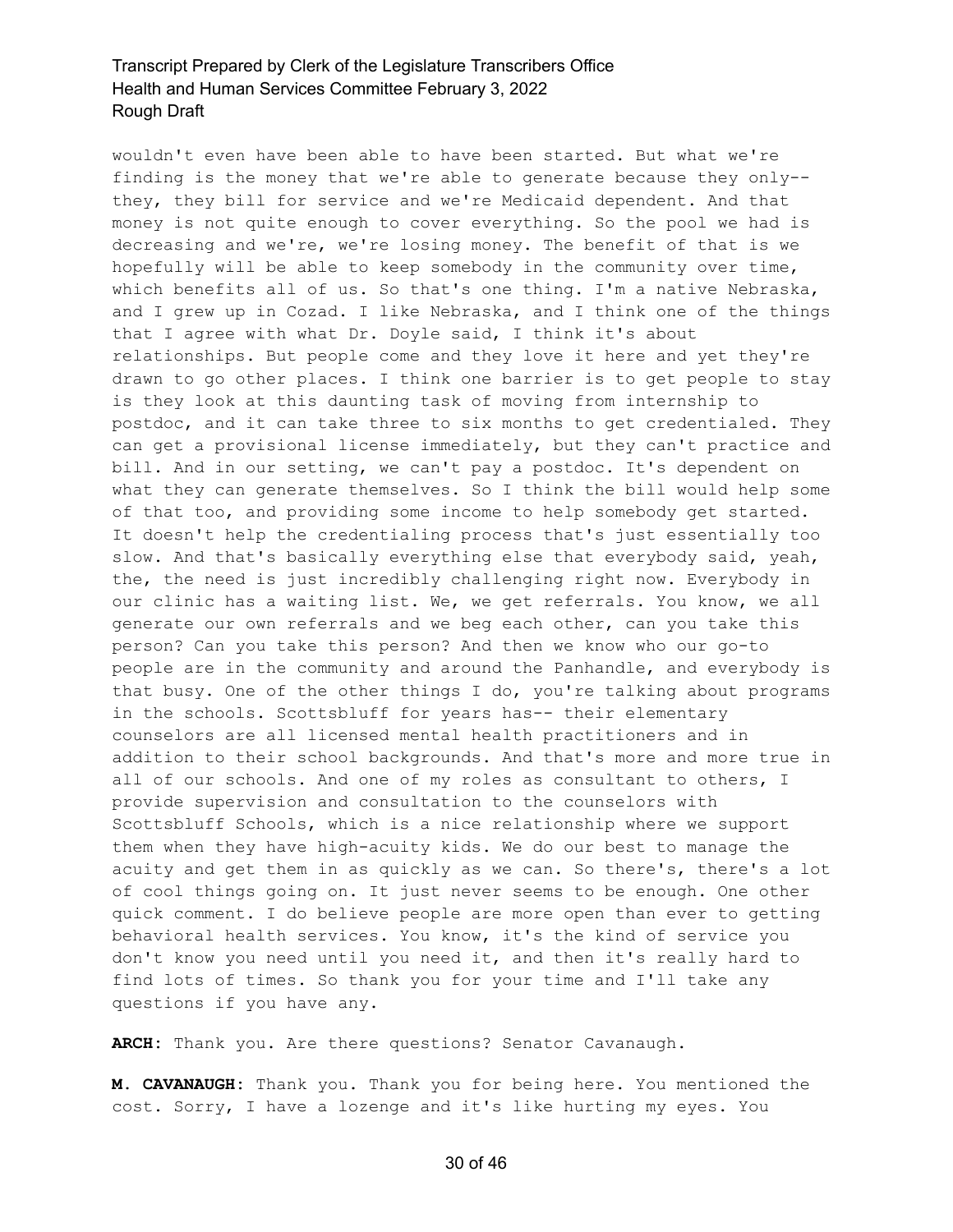wouldn't even have been able to have been started. But what we're finding is the money that we're able to generate because they only-- they, they bill for service and we're Medicaid dependent. And that money is not quite enough to cover everything. So the pool we had is decreasing and we're, we're losing money. The benefit of that is we hopefully will be able to keep somebody in the community over time, which benefits all of us. So that's one thing. I'm a native Nebraska, and I grew up in Cozad. I like Nebraska, and I think one of the things that I agree with what Dr. Doyle said, I think it's about relationships. But people come and they love it here and yet they're drawn to go other places. I think one barrier is to get people to stay is they look at this daunting task of moving from internship to postdoc, and it can take three to six months to get credentialed. They can get a provisional license immediately, but they can't practice and bill. And in our setting, we can't pay a postdoc. It's dependent on what they can generate themselves. So I think the bill would help some of that too, and providing some income to help somebody get started. It doesn't help the credentialing process that's just essentially too slow. And that's basically everything else that everybody said, yeah, the, the need is just incredibly challenging right now. Everybody in our clinic has a waiting list. We, we get referrals. You know, we all generate our own referrals and we beg each other, can you take this person? Can you take this person? And then we know who our go-to people are in the community and around the Panhandle, and everybody is that busy. One of the other things I do, you're talking about programs in the schools. Scottsbluff for years has-- their elementary counselors are all licensed mental health practitioners and in addition to their school backgrounds. And that's more and more true in all of our schools. And one of my roles as consultant to others, I provide supervision and consultation to the counselors with Scottsbluff Schools, which is a nice relationship where we support them when they have high-acuity kids. We do our best to manage the acuity and get them in as quickly as we can. So there's, there's a lot of cool things going on. It just never seems to be enough. One other quick comment. I do believe people are more open than ever to getting behavioral health services. You know, it's the kind of service you don't know you need until you need it, and then it's really hard to find lots of times. So thank you for your time and I'll take any questions if you have any.

**ARCH:** Thank you. Are there questions? Senator Cavanaugh.

**M. CAVANAUGH:** Thank you. Thank you for being here. You mentioned the cost. Sorry, I have a lozenge and it's like hurting my eyes. You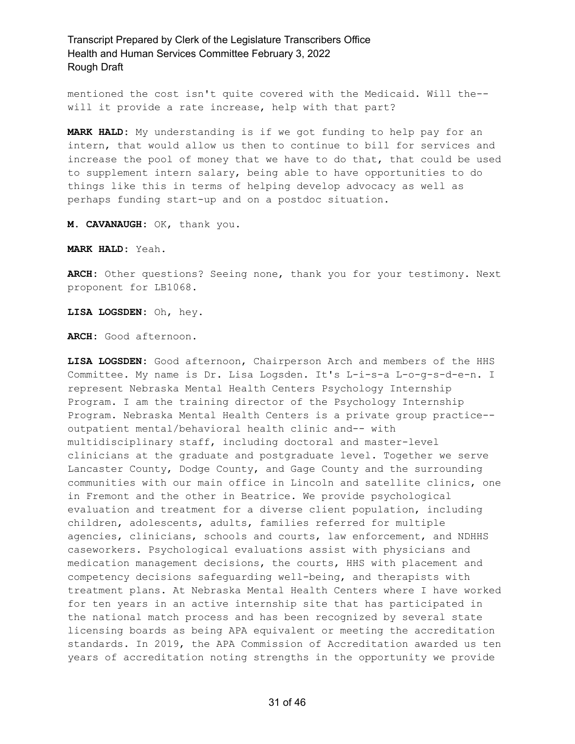mentioned the cost isn't quite covered with the Medicaid. Will the-- will it provide a rate increase, help with that part?

**MARK HALD:** My understanding is if we got funding to help pay for an intern, that would allow us then to continue to bill for services and increase the pool of money that we have to do that, that could be used to supplement intern salary, being able to have opportunities to do things like this in terms of helping develop advocacy as well as perhaps funding start-up and on a postdoc situation.

**M. CAVANAUGH:** OK, thank you.

**MARK HALD:** Yeah.

**ARCH:** Other questions? Seeing none, thank you for your testimony. Next proponent for LB1068.

**LISA LOGSDEN:** Oh, hey.

**ARCH:** Good afternoon.

**LISA LOGSDEN:** Good afternoon, Chairperson Arch and members of the HHS Committee. My name is Dr. Lisa Logsden. It's L-i-s-a L-o-g-s-d-e-n. I represent Nebraska Mental Health Centers Psychology Internship Program. I am the training director of the Psychology Internship Program. Nebraska Mental Health Centers is a private group practice-- outpatient mental/behavioral health clinic and-- with multidisciplinary staff, including doctoral and master-level clinicians at the graduate and postgraduate level. Together we serve Lancaster County, Dodge County, and Gage County and the surrounding communities with our main office in Lincoln and satellite clinics, one in Fremont and the other in Beatrice. We provide psychological evaluation and treatment for a diverse client population, including children, adolescents, adults, families referred for multiple agencies, clinicians, schools and courts, law enforcement, and NDHHS caseworkers. Psychological evaluations assist with physicians and medication management decisions, the courts, HHS with placement and competency decisions safeguarding well-being, and therapists with treatment plans. At Nebraska Mental Health Centers where I have worked for ten years in an active internship site that has participated in the national match process and has been recognized by several state licensing boards as being APA equivalent or meeting the accreditation standards. In 2019, the APA Commission of Accreditation awarded us ten years of accreditation noting strengths in the opportunity we provide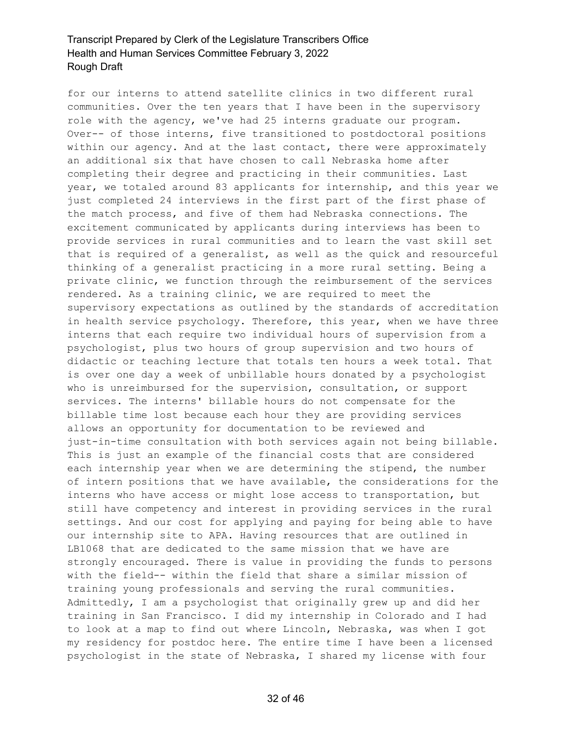for our interns to attend satellite clinics in two different rural communities. Over the ten years that I have been in the supervisory role with the agency, we've had 25 interns graduate our program. Over-- of those interns, five transitioned to postdoctoral positions within our agency. And at the last contact, there were approximately an additional six that have chosen to call Nebraska home after completing their degree and practicing in their communities. Last year, we totaled around 83 applicants for internship, and this year we just completed 24 interviews in the first part of the first phase of the match process, and five of them had Nebraska connections. The excitement communicated by applicants during interviews has been to provide services in rural communities and to learn the vast skill set that is required of a generalist, as well as the quick and resourceful thinking of a generalist practicing in a more rural setting. Being a private clinic, we function through the reimbursement of the services rendered. As a training clinic, we are required to meet the supervisory expectations as outlined by the standards of accreditation in health service psychology. Therefore, this year, when we have three interns that each require two individual hours of supervision from a psychologist, plus two hours of group supervision and two hours of didactic or teaching lecture that totals ten hours a week total. That is over one day a week of unbillable hours donated by a psychologist who is unreimbursed for the supervision, consultation, or support services. The interns' billable hours do not compensate for the billable time lost because each hour they are providing services allows an opportunity for documentation to be reviewed and just-in-time consultation with both services again not being billable. This is just an example of the financial costs that are considered each internship year when we are determining the stipend, the number of intern positions that we have available, the considerations for the interns who have access or might lose access to transportation, but still have competency and interest in providing services in the rural settings. And our cost for applying and paying for being able to have our internship site to APA. Having resources that are outlined in LB1068 that are dedicated to the same mission that we have are strongly encouraged. There is value in providing the funds to persons with the field-- within the field that share a similar mission of training young professionals and serving the rural communities. Admittedly, I am a psychologist that originally grew up and did her training in San Francisco. I did my internship in Colorado and I had to look at a map to find out where Lincoln, Nebraska, was when I got my residency for postdoc here. The entire time I have been a licensed psychologist in the state of Nebraska, I shared my license with four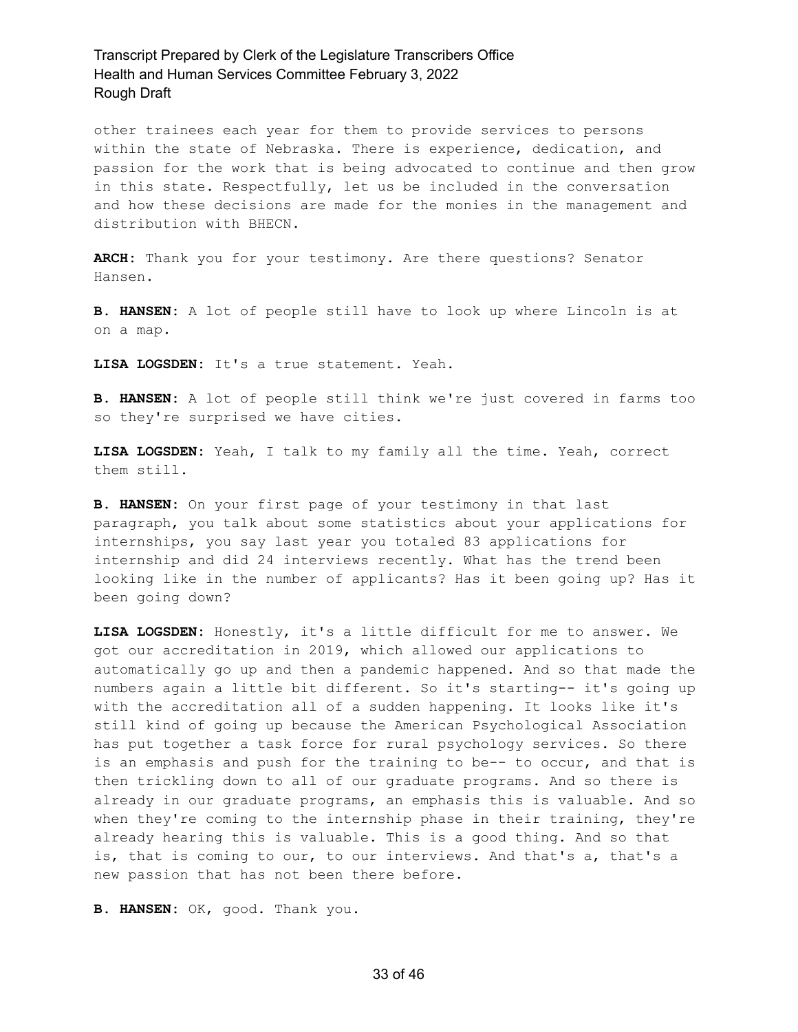other trainees each year for them to provide services to persons within the state of Nebraska. There is experience, dedication, and passion for the work that is being advocated to continue and then grow in this state. Respectfully, let us be included in the conversation and how these decisions are made for the monies in the management and distribution with BHECN.

**ARCH:** Thank you for your testimony. Are there questions? Senator Hansen.

**B. HANSEN:** A lot of people still have to look up where Lincoln is at on a map.

**LISA LOGSDEN:** It's a true statement. Yeah.

**B. HANSEN:** A lot of people still think we're just covered in farms too so they're surprised we have cities.

**LISA LOGSDEN:** Yeah, I talk to my family all the time. Yeah, correct them still.

**B. HANSEN:** On your first page of your testimony in that last paragraph, you talk about some statistics about your applications for internships, you say last year you totaled 83 applications for internship and did 24 interviews recently. What has the trend been looking like in the number of applicants? Has it been going up? Has it been going down?

**LISA LOGSDEN:** Honestly, it's a little difficult for me to answer. We got our accreditation in 2019, which allowed our applications to automatically go up and then a pandemic happened. And so that made the numbers again a little bit different. So it's starting-- it's going up with the accreditation all of a sudden happening. It looks like it's still kind of going up because the American Psychological Association has put together a task force for rural psychology services. So there is an emphasis and push for the training to be-- to occur, and that is then trickling down to all of our graduate programs. And so there is already in our graduate programs, an emphasis this is valuable. And so when they're coming to the internship phase in their training, they're already hearing this is valuable. This is a good thing. And so that is, that is coming to our, to our interviews. And that's a, that's a new passion that has not been there before.

**B. HANSEN:** OK, good. Thank you.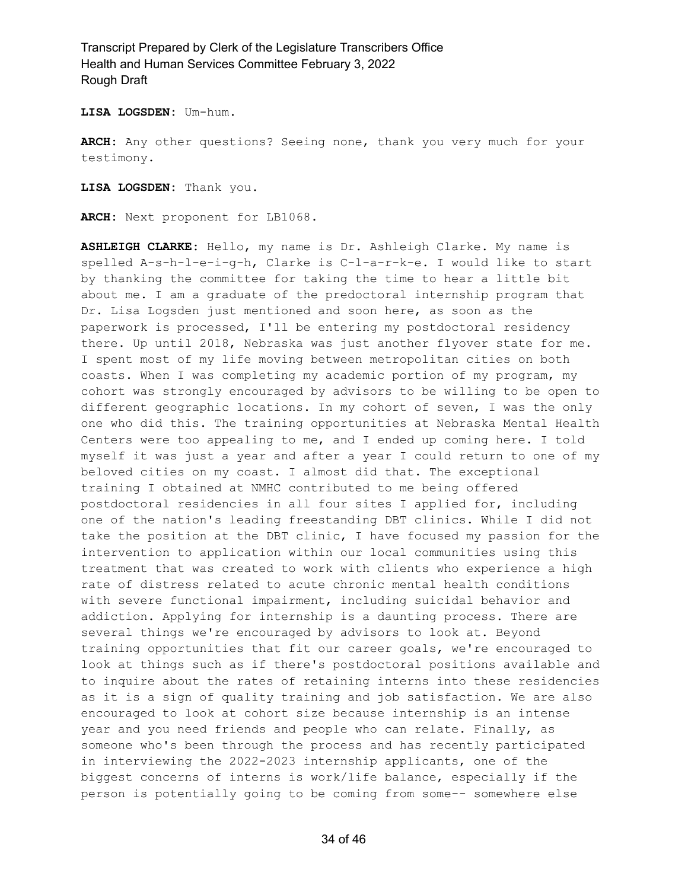**LISA LOGSDEN:** Um-hum.

**ARCH:** Any other questions? Seeing none, thank you very much for your testimony.

**LISA LOGSDEN:** Thank you.

**ARCH:** Next proponent for LB1068.

**ASHLEIGH CLARKE:** Hello, my name is Dr. Ashleigh Clarke. My name is spelled A-s-h-l-e-i-g-h, Clarke is C-l-a-r-k-e. I would like to start by thanking the committee for taking the time to hear a little bit about me. I am a graduate of the predoctoral internship program that Dr. Lisa Logsden just mentioned and soon here, as soon as the paperwork is processed, I'll be entering my postdoctoral residency there. Up until 2018, Nebraska was just another flyover state for me. I spent most of my life moving between metropolitan cities on both coasts. When I was completing my academic portion of my program, my cohort was strongly encouraged by advisors to be willing to be open to different geographic locations. In my cohort of seven, I was the only one who did this. The training opportunities at Nebraska Mental Health Centers were too appealing to me, and I ended up coming here. I told myself it was just a year and after a year I could return to one of my beloved cities on my coast. I almost did that. The exceptional training I obtained at NMHC contributed to me being offered postdoctoral residencies in all four sites I applied for, including one of the nation's leading freestanding DBT clinics. While I did not take the position at the DBT clinic, I have focused my passion for the intervention to application within our local communities using this treatment that was created to work with clients who experience a high rate of distress related to acute chronic mental health conditions with severe functional impairment, including suicidal behavior and addiction. Applying for internship is a daunting process. There are several things we're encouraged by advisors to look at. Beyond training opportunities that fit our career goals, we're encouraged to look at things such as if there's postdoctoral positions available and to inquire about the rates of retaining interns into these residencies as it is a sign of quality training and job satisfaction. We are also encouraged to look at cohort size because internship is an intense year and you need friends and people who can relate. Finally, as someone who's been through the process and has recently participated in interviewing the 2022-2023 internship applicants, one of the biggest concerns of interns is work/life balance, especially if the person is potentially going to be coming from some-- somewhere else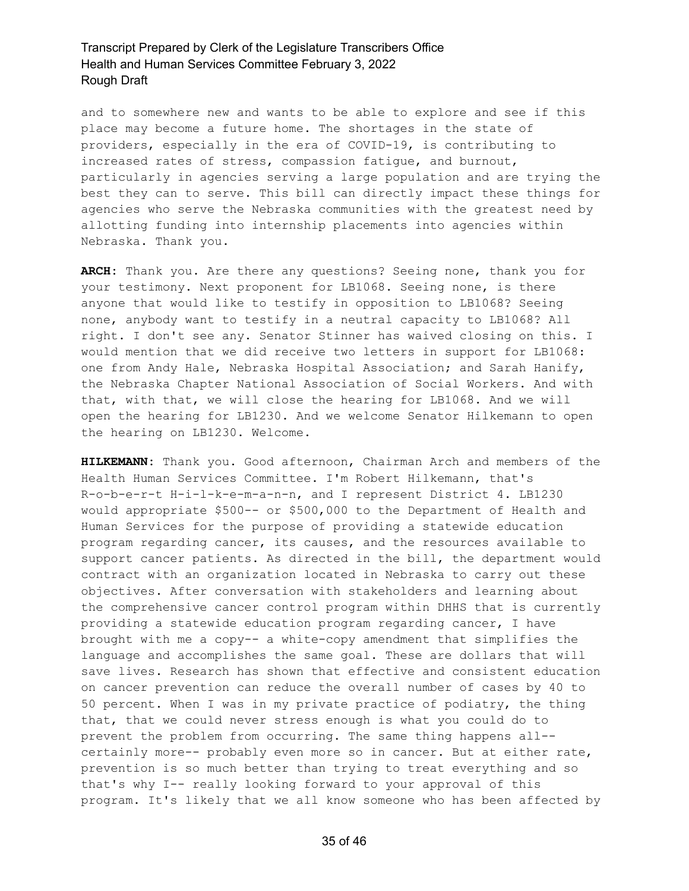and to somewhere new and wants to be able to explore and see if this place may become a future home. The shortages in the state of providers, especially in the era of COVID-19, is contributing to increased rates of stress, compassion fatigue, and burnout, particularly in agencies serving a large population and are trying the best they can to serve. This bill can directly impact these things for agencies who serve the Nebraska communities with the greatest need by allotting funding into internship placements into agencies within Nebraska. Thank you.

**ARCH:** Thank you. Are there any questions? Seeing none, thank you for your testimony. Next proponent for LB1068. Seeing none, is there anyone that would like to testify in opposition to LB1068? Seeing none, anybody want to testify in a neutral capacity to LB1068? All right. I don't see any. Senator Stinner has waived closing on this. I would mention that we did receive two letters in support for LB1068: one from Andy Hale, Nebraska Hospital Association; and Sarah Hanify, the Nebraska Chapter National Association of Social Workers. And with that, with that, we will close the hearing for LB1068. And we will open the hearing for LB1230. And we welcome Senator Hilkemann to open the hearing on LB1230. Welcome.

**HILKEMANN:** Thank you. Good afternoon, Chairman Arch and members of the Health Human Services Committee. I'm Robert Hilkemann, that's R-o-b-e-r-t H-i-l-k-e-m-a-n-n, and I represent District 4. LB1230 would appropriate $500-- or $500,000 to the Department of Health and Human Services for the purpose of providing a statewide education program regarding cancer, its causes, and the resources available to support cancer patients. As directed in the bill, the department would contract with an organization located in Nebraska to carry out these objectives. After conversation with stakeholders and learning about the comprehensive cancer control program within DHHS that is currently providing a statewide education program regarding cancer, I have brought with me a copy-- a white-copy amendment that simplifies the language and accomplishes the same goal. These are dollars that will save lives. Research has shown that effective and consistent education on cancer prevention can reduce the overall number of cases by 40 to 50 percent. When I was in my private practice of podiatry, the thing that, that we could never stress enough is what you could do to prevent the problem from occurring. The same thing happens all-- certainly more-- probably even more so in cancer. But at either rate, prevention is so much better than trying to treat everything and so that's why I-- really looking forward to your approval of this program. It's likely that we all know someone who has been affected by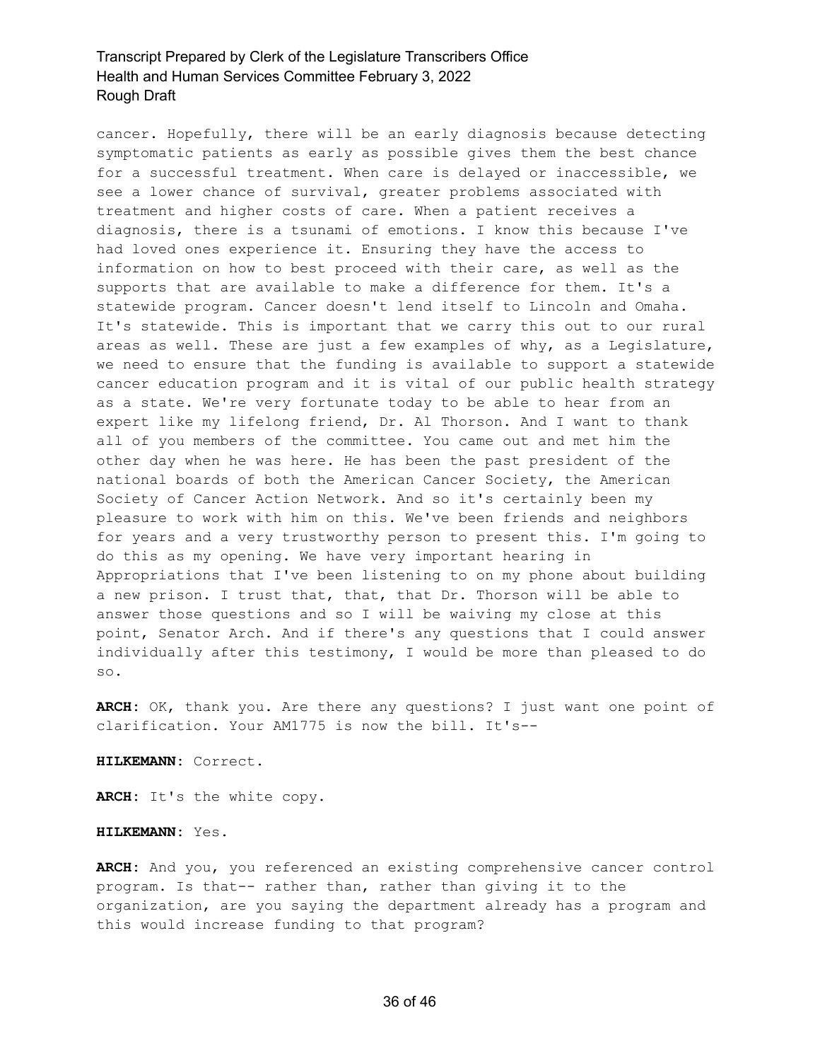cancer. Hopefully, there will be an early diagnosis because detecting symptomatic patients as early as possible gives them the best chance for a successful treatment. When care is delayed or inaccessible, we see a lower chance of survival, greater problems associated with treatment and higher costs of care. When a patient receives a diagnosis, there is a tsunami of emotions. I know this because I've had loved ones experience it. Ensuring they have the access to information on how to best proceed with their care, as well as the supports that are available to make a difference for them. It's a statewide program. Cancer doesn't lend itself to Lincoln and Omaha. It's statewide. This is important that we carry this out to our rural areas as well. These are just a few examples of why, as a Legislature, we need to ensure that the funding is available to support a statewide cancer education program and it is vital of our public health strategy as a state. We're very fortunate today to be able to hear from an expert like my lifelong friend, Dr. Al Thorson. And I want to thank all of you members of the committee. You came out and met him the other day when he was here. He has been the past president of the national boards of both the American Cancer Society, the American Society of Cancer Action Network. And so it's certainly been my pleasure to work with him on this. We've been friends and neighbors for years and a very trustworthy person to present this. I'm going to do this as my opening. We have very important hearing in Appropriations that I've been listening to on my phone about building a new prison. I trust that, that, that Dr. Thorson will be able to answer those questions and so I will be waiving my close at this point, Senator Arch. And if there's any questions that I could answer individually after this testimony, I would be more than pleased to do so.

**ARCH:** OK, thank you. Are there any questions? I just want one point of clarification. Your AM1775 is now the bill. It's--

**HILKEMANN:** Correct.

**ARCH:** It's the white copy.

**HILKEMANN:** Yes.

**ARCH:** And you, you referenced an existing comprehensive cancer control program. Is that-- rather than, rather than giving it to the organization, are you saying the department already has a program and this would increase funding to that program?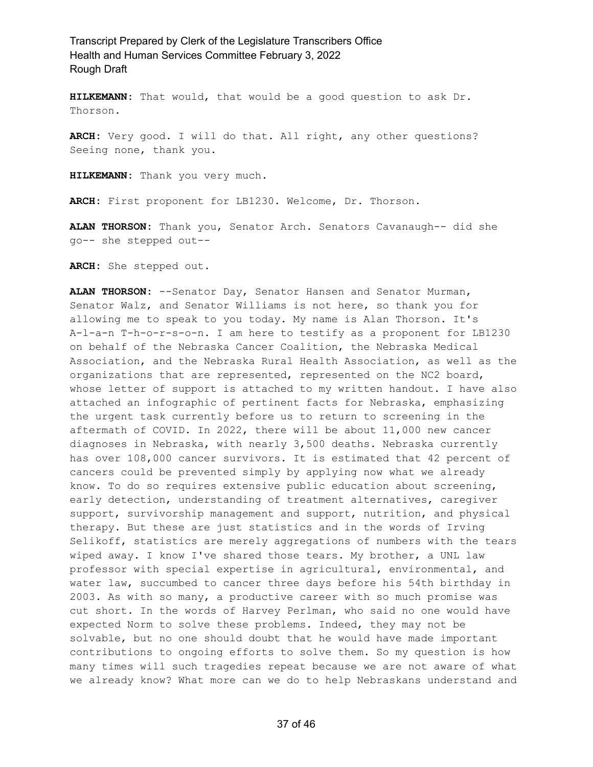**HILKEMANN:** That would, that would be a good question to ask Dr. Thorson.

**ARCH:** Very good. I will do that. All right, any other questions? Seeing none, thank you.

**HILKEMANN:** Thank you very much.

**ARCH:** First proponent for LB1230. Welcome, Dr. Thorson.

**ALAN THORSON:** Thank you, Senator Arch. Senators Cavanaugh-- did she go-- she stepped out--

**ARCH:** She stepped out.

**ALAN THORSON:** --Senator Day, Senator Hansen and Senator Murman, Senator Walz, and Senator Williams is not here, so thank you for allowing me to speak to you today. My name is Alan Thorson. It's A-l-a-n T-h-o-r-s-o-n. I am here to testify as a proponent for LB1230 on behalf of the Nebraska Cancer Coalition, the Nebraska Medical Association, and the Nebraska Rural Health Association, as well as the organizations that are represented, represented on the NC2 board, whose letter of support is attached to my written handout. I have also attached an infographic of pertinent facts for Nebraska, emphasizing the urgent task currently before us to return to screening in the aftermath of COVID. In 2022, there will be about 11,000 new cancer diagnoses in Nebraska, with nearly 3,500 deaths. Nebraska currently has over 108,000 cancer survivors. It is estimated that 42 percent of cancers could be prevented simply by applying now what we already know. To do so requires extensive public education about screening, early detection, understanding of treatment alternatives, caregiver support, survivorship management and support, nutrition, and physical therapy. But these are just statistics and in the words of Irving Selikoff, statistics are merely aggregations of numbers with the tears wiped away. I know I've shared those tears. My brother, a UNL law professor with special expertise in agricultural, environmental, and water law, succumbed to cancer three days before his 54th birthday in 2003. As with so many, a productive career with so much promise was cut short. In the words of Harvey Perlman, who said no one would have expected Norm to solve these problems. Indeed, they may not be solvable, but no one should doubt that he would have made important contributions to ongoing efforts to solve them. So my question is how many times will such tragedies repeat because we are not aware of what we already know? What more can we do to help Nebraskans understand and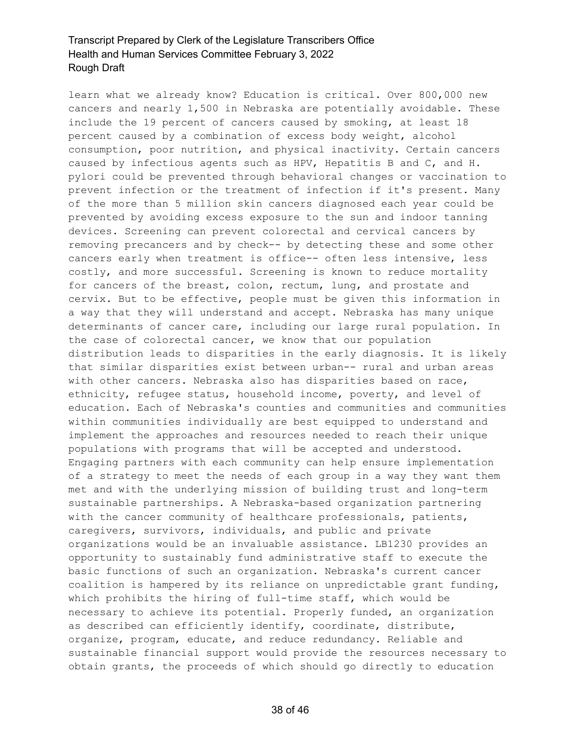learn what we already know? Education is critical. Over 800,000 new cancers and nearly 1,500 in Nebraska are potentially avoidable. These include the 19 percent of cancers caused by smoking, at least 18 percent caused by a combination of excess body weight, alcohol consumption, poor nutrition, and physical inactivity. Certain cancers caused by infectious agents such as HPV, Hepatitis B and C, and H. pylori could be prevented through behavioral changes or vaccination to prevent infection or the treatment of infection if it's present. Many of the more than 5 million skin cancers diagnosed each year could be prevented by avoiding excess exposure to the sun and indoor tanning devices. Screening can prevent colorectal and cervical cancers by removing precancers and by check-- by detecting these and some other cancers early when treatment is office-- often less intensive, less costly, and more successful. Screening is known to reduce mortality for cancers of the breast, colon, rectum, lung, and prostate and cervix. But to be effective, people must be given this information in a way that they will understand and accept. Nebraska has many unique determinants of cancer care, including our large rural population. In the case of colorectal cancer, we know that our population distribution leads to disparities in the early diagnosis. It is likely that similar disparities exist between urban-- rural and urban areas with other cancers. Nebraska also has disparities based on race, ethnicity, refugee status, household income, poverty, and level of education. Each of Nebraska's counties and communities and communities within communities individually are best equipped to understand and implement the approaches and resources needed to reach their unique populations with programs that will be accepted and understood. Engaging partners with each community can help ensure implementation of a strategy to meet the needs of each group in a way they want them met and with the underlying mission of building trust and long-term sustainable partnerships. A Nebraska-based organization partnering with the cancer community of healthcare professionals, patients, caregivers, survivors, individuals, and public and private organizations would be an invaluable assistance. LB1230 provides an opportunity to sustainably fund administrative staff to execute the basic functions of such an organization. Nebraska's current cancer coalition is hampered by its reliance on unpredictable grant funding, which prohibits the hiring of full-time staff, which would be necessary to achieve its potential. Properly funded, an organization as described can efficiently identify, coordinate, distribute, organize, program, educate, and reduce redundancy. Reliable and sustainable financial support would provide the resources necessary to obtain grants, the proceeds of which should go directly to education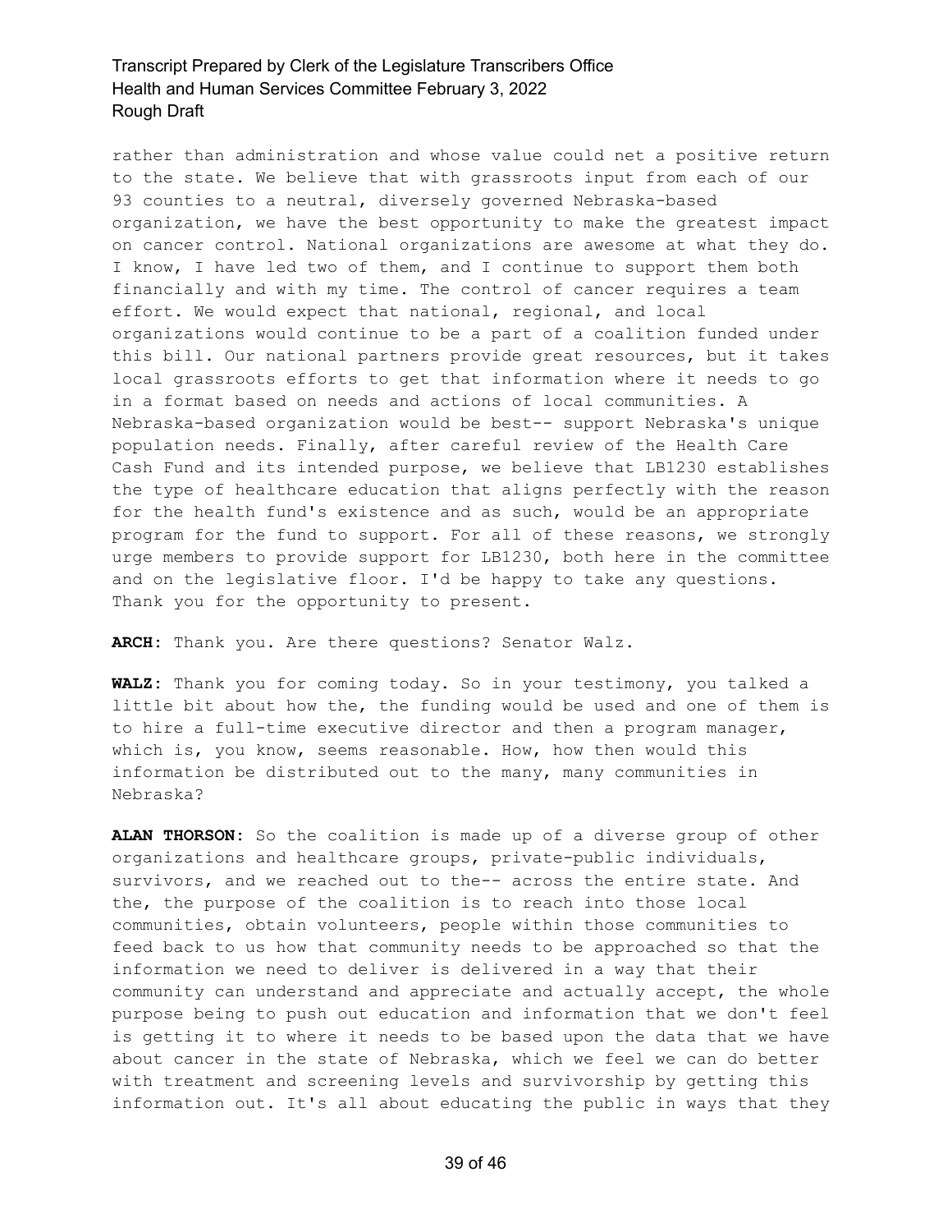rather than administration and whose value could net a positive return to the state. We believe that with grassroots input from each of our 93 counties to a neutral, diversely governed Nebraska-based organization, we have the best opportunity to make the greatest impact on cancer control. National organizations are awesome at what they do. I know, I have led two of them, and I continue to support them both financially and with my time. The control of cancer requires a team effort. We would expect that national, regional, and local organizations would continue to be a part of a coalition funded under this bill. Our national partners provide great resources, but it takes local grassroots efforts to get that information where it needs to go in a format based on needs and actions of local communities. A Nebraska-based organization would be best-- support Nebraska's unique population needs. Finally, after careful review of the Health Care Cash Fund and its intended purpose, we believe that LB1230 establishes the type of healthcare education that aligns perfectly with the reason for the health fund's existence and as such, would be an appropriate program for the fund to support. For all of these reasons, we strongly urge members to provide support for LB1230, both here in the committee and on the legislative floor. I'd be happy to take any questions. Thank you for the opportunity to present.

**ARCH:** Thank you. Are there questions? Senator Walz.

**WALZ:** Thank you for coming today. So in your testimony, you talked a little bit about how the, the funding would be used and one of them is to hire a full-time executive director and then a program manager, which is, you know, seems reasonable. How, how then would this information be distributed out to the many, many communities in Nebraska?

**ALAN THORSON:** So the coalition is made up of a diverse group of other organizations and healthcare groups, private-public individuals, survivors, and we reached out to the-- across the entire state. And the, the purpose of the coalition is to reach into those local communities, obtain volunteers, people within those communities to feed back to us how that community needs to be approached so that the information we need to deliver is delivered in a way that their community can understand and appreciate and actually accept, the whole purpose being to push out education and information that we don't feel is getting it to where it needs to be based upon the data that we have about cancer in the state of Nebraska, which we feel we can do better with treatment and screening levels and survivorship by getting this information out. It's all about educating the public in ways that they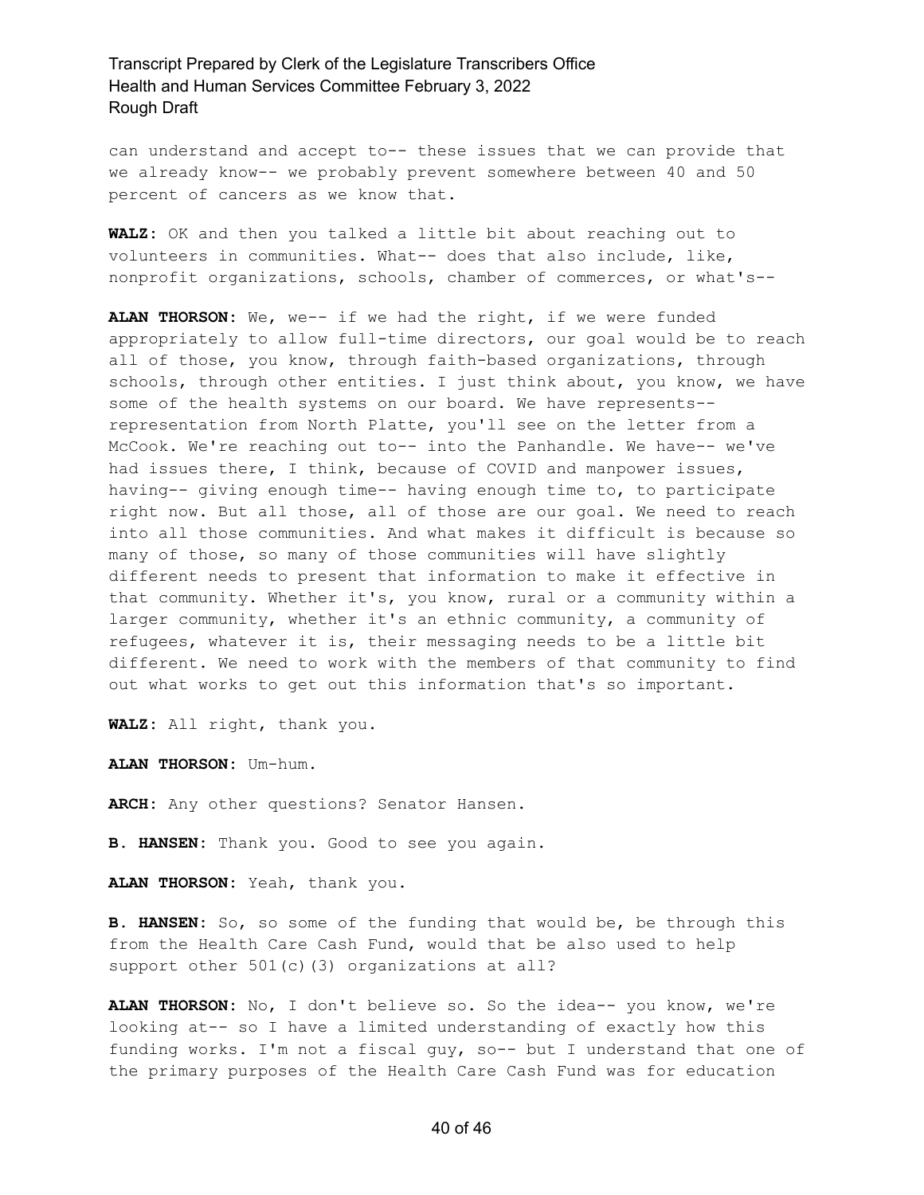can understand and accept to-- these issues that we can provide that we already know-- we probably prevent somewhere between 40 and 50 percent of cancers as we know that.

**WALZ:** OK and then you talked a little bit about reaching out to volunteers in communities. What-- does that also include, like, nonprofit organizations, schools, chamber of commerces, or what's--

**ALAN THORSON:** We, we-- if we had the right, if we were funded appropriately to allow full-time directors, our goal would be to reach all of those, you know, through faith-based organizations, through schools, through other entities. I just think about, you know, we have some of the health systems on our board. We have represents-- representation from North Platte, you'll see on the letter from a McCook. We're reaching out to-- into the Panhandle. We have-- we've had issues there, I think, because of COVID and manpower issues, having-- giving enough time-- having enough time to, to participate right now. But all those, all of those are our goal. We need to reach into all those communities. And what makes it difficult is because so many of those, so many of those communities will have slightly different needs to present that information to make it effective in that community. Whether it's, you know, rural or a community within a larger community, whether it's an ethnic community, a community of refugees, whatever it is, their messaging needs to be a little bit different. We need to work with the members of that community to find out what works to get out this information that's so important.

**WALZ:** All right, thank you.

**ALAN THORSON:** Um-hum.

**ARCH:** Any other questions? Senator Hansen.

**B. HANSEN:** Thank you. Good to see you again.

**ALAN THORSON:** Yeah, thank you.

**B. HANSEN:** So, so some of the funding that would be, be through this from the Health Care Cash Fund, would that be also used to help support other 501(c)(3) organizations at all?

**ALAN THORSON:** No, I don't believe so. So the idea-- you know, we're looking at-- so I have a limited understanding of exactly how this funding works. I'm not a fiscal guy, so-- but I understand that one of the primary purposes of the Health Care Cash Fund was for education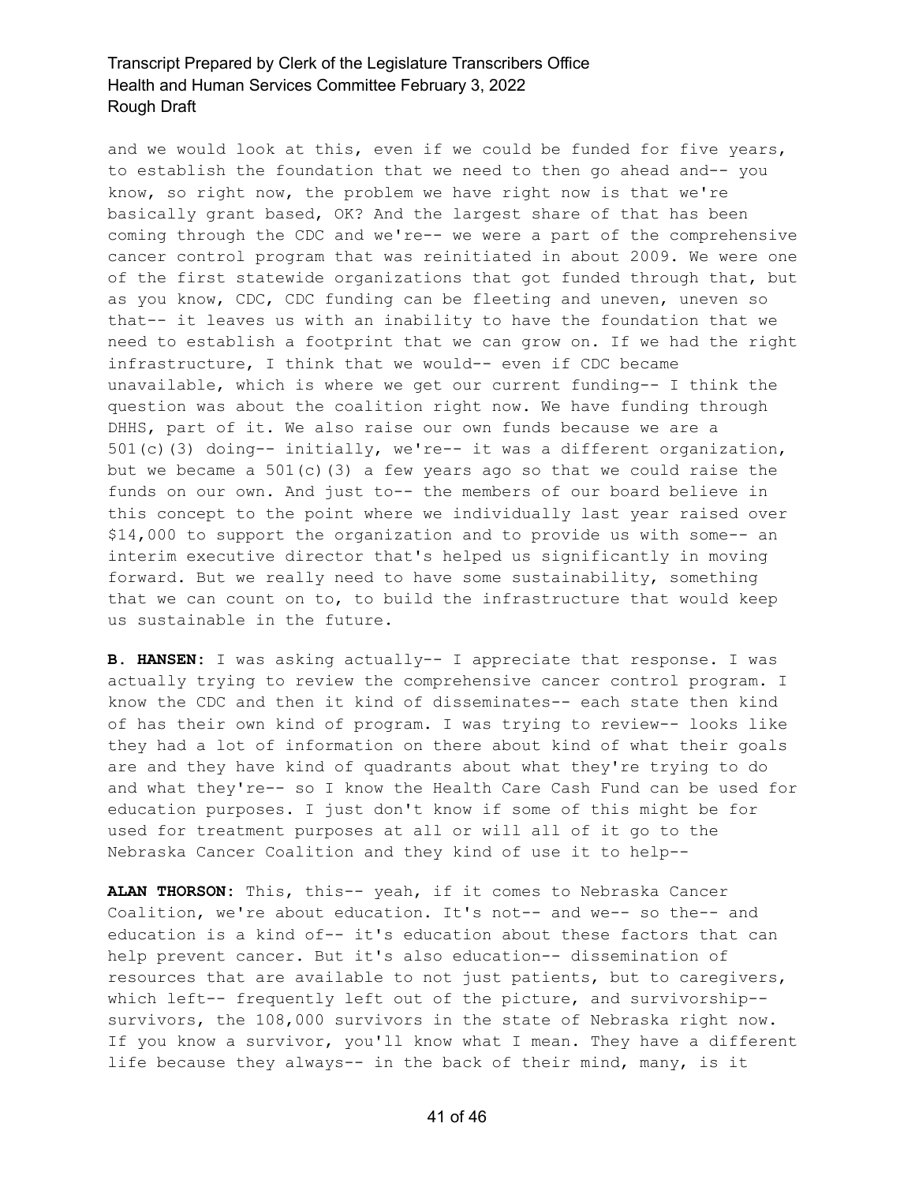and we would look at this, even if we could be funded for five years, to establish the foundation that we need to then go ahead and-- you know, so right now, the problem we have right now is that we're basically grant based, OK? And the largest share of that has been coming through the CDC and we're-- we were a part of the comprehensive cancer control program that was reinitiated in about 2009. We were one of the first statewide organizations that got funded through that, but as you know, CDC, CDC funding can be fleeting and uneven, uneven so that-- it leaves us with an inability to have the foundation that we need to establish a footprint that we can grow on. If we had the right infrastructure, I think that we would-- even if CDC became unavailable, which is where we get our current funding-- I think the question was about the coalition right now. We have funding through DHHS, part of it. We also raise our own funds because we are a 501(c)(3) doing-- initially, we're-- it was a different organization, but we became a 501(c)(3) a few years ago so that we could raise the funds on our own. And just to-- the members of our board believe in this concept to the point where we individually last year raised over $14,000 to support the organization and to provide us with some-- an interim executive director that's helped us significantly in moving forward. But we really need to have some sustainability, something that we can count on to, to build the infrastructure that would keep us sustainable in the future.

**B. HANSEN:** I was asking actually-- I appreciate that response. I was actually trying to review the comprehensive cancer control program. I know the CDC and then it kind of disseminates-- each state then kind of has their own kind of program. I was trying to review-- looks like they had a lot of information on there about kind of what their goals are and they have kind of quadrants about what they're trying to do and what they're-- so I know the Health Care Cash Fund can be used for education purposes. I just don't know if some of this might be for used for treatment purposes at all or will all of it go to the Nebraska Cancer Coalition and they kind of use it to help--

**ALAN THORSON:** This, this-- yeah, if it comes to Nebraska Cancer Coalition, we're about education. It's not-- and we-- so the-- and education is a kind of-- it's education about these factors that can help prevent cancer. But it's also education-- dissemination of resources that are available to not just patients, but to caregivers, which left-- frequently left out of the picture, and survivorship-- survivors, the 108,000 survivors in the state of Nebraska right now. If you know a survivor, you'll know what I mean. They have a different life because they always-- in the back of their mind, many, is it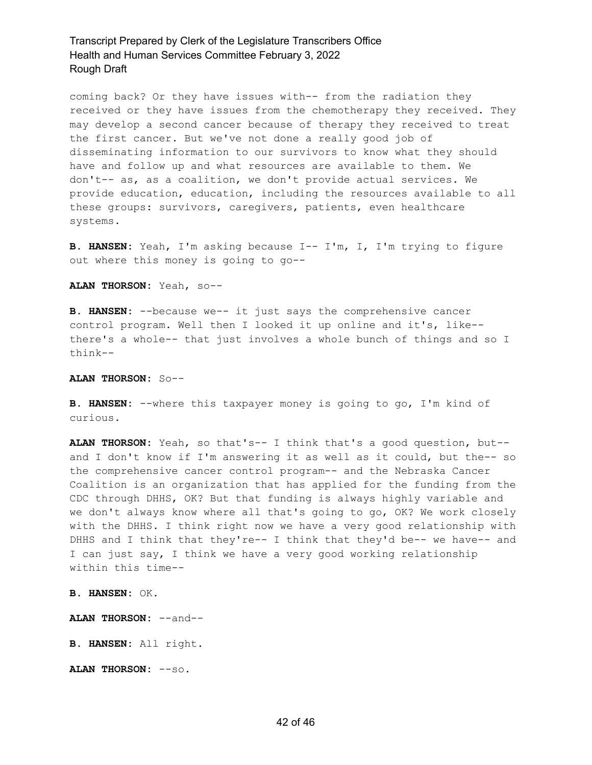coming back? Or they have issues with-- from the radiation they received or they have issues from the chemotherapy they received. They may develop a second cancer because of therapy they received to treat the first cancer. But we've not done a really good job of disseminating information to our survivors to know what they should have and follow up and what resources are available to them. We don't-- as, as a coalition, we don't provide actual services. We provide education, education, including the resources available to all these groups: survivors, caregivers, patients, even healthcare systems.

**B. HANSEN:** Yeah, I'm asking because I-- I'm, I, I'm trying to figure out where this money is going to go--

**ALAN THORSON:** Yeah, so--

**B. HANSEN:** --because we-- it just says the comprehensive cancer control program. Well then I looked it up online and it's, like-- there's a whole-- that just involves a whole bunch of things and so I think--

**ALAN THORSON:** So--

**B. HANSEN:** --where this taxpayer money is going to go, I'm kind of curious.

**ALAN THORSON:** Yeah, so that's-- I think that's a good question, but-- and I don't know if I'm answering it as well as it could, but the-- so the comprehensive cancer control program-- and the Nebraska Cancer Coalition is an organization that has applied for the funding from the CDC through DHHS, OK? But that funding is always highly variable and we don't always know where all that's going to go, OK? We work closely with the DHHS. I think right now we have a very good relationship with DHHS and I think that they're-- I think that they'd be-- we have-- and I can just say, I think we have a very good working relationship within this time--

**B. HANSEN:** OK.

**ALAN THORSON:** --and--

**B. HANSEN:** All right.

**ALAN THORSON:** --so.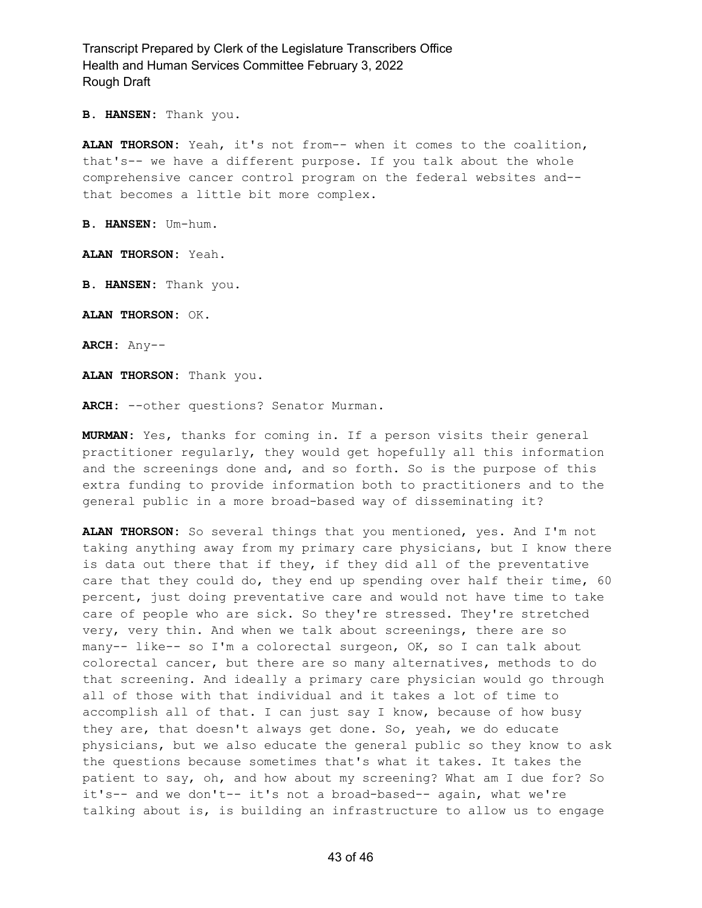**B. HANSEN:** Thank you.

**ALAN THORSON:** Yeah, it's not from-- when it comes to the coalition, that's-- we have a different purpose. If you talk about the whole comprehensive cancer control program on the federal websites and-- that becomes a little bit more complex.

**B. HANSEN:** Um-hum.

**ALAN THORSON:** Yeah.

**B. HANSEN:** Thank you.

**ALAN THORSON:** OK.

**ARCH:** Any--

**ALAN THORSON:** Thank you.

**ARCH:** --other questions? Senator Murman.

**MURMAN:** Yes, thanks for coming in. If a person visits their general practitioner regularly, they would get hopefully all this information and the screenings done and, and so forth. So is the purpose of this extra funding to provide information both to practitioners and to the general public in a more broad-based way of disseminating it?

**ALAN THORSON:** So several things that you mentioned, yes. And I'm not taking anything away from my primary care physicians, but I know there is data out there that if they, if they did all of the preventative care that they could do, they end up spending over half their time, 60 percent, just doing preventative care and would not have time to take care of people who are sick. So they're stressed. They're stretched very, very thin. And when we talk about screenings, there are so many-- like-- so I'm a colorectal surgeon, OK, so I can talk about colorectal cancer, but there are so many alternatives, methods to do that screening. And ideally a primary care physician would go through all of those with that individual and it takes a lot of time to accomplish all of that. I can just say I know, because of how busy they are, that doesn't always get done. So, yeah, we do educate physicians, but we also educate the general public so they know to ask the questions because sometimes that's what it takes. It takes the patient to say, oh, and how about my screening? What am I due for? So it's-- and we don't-- it's not a broad-based-- again, what we're talking about is, is building an infrastructure to allow us to engage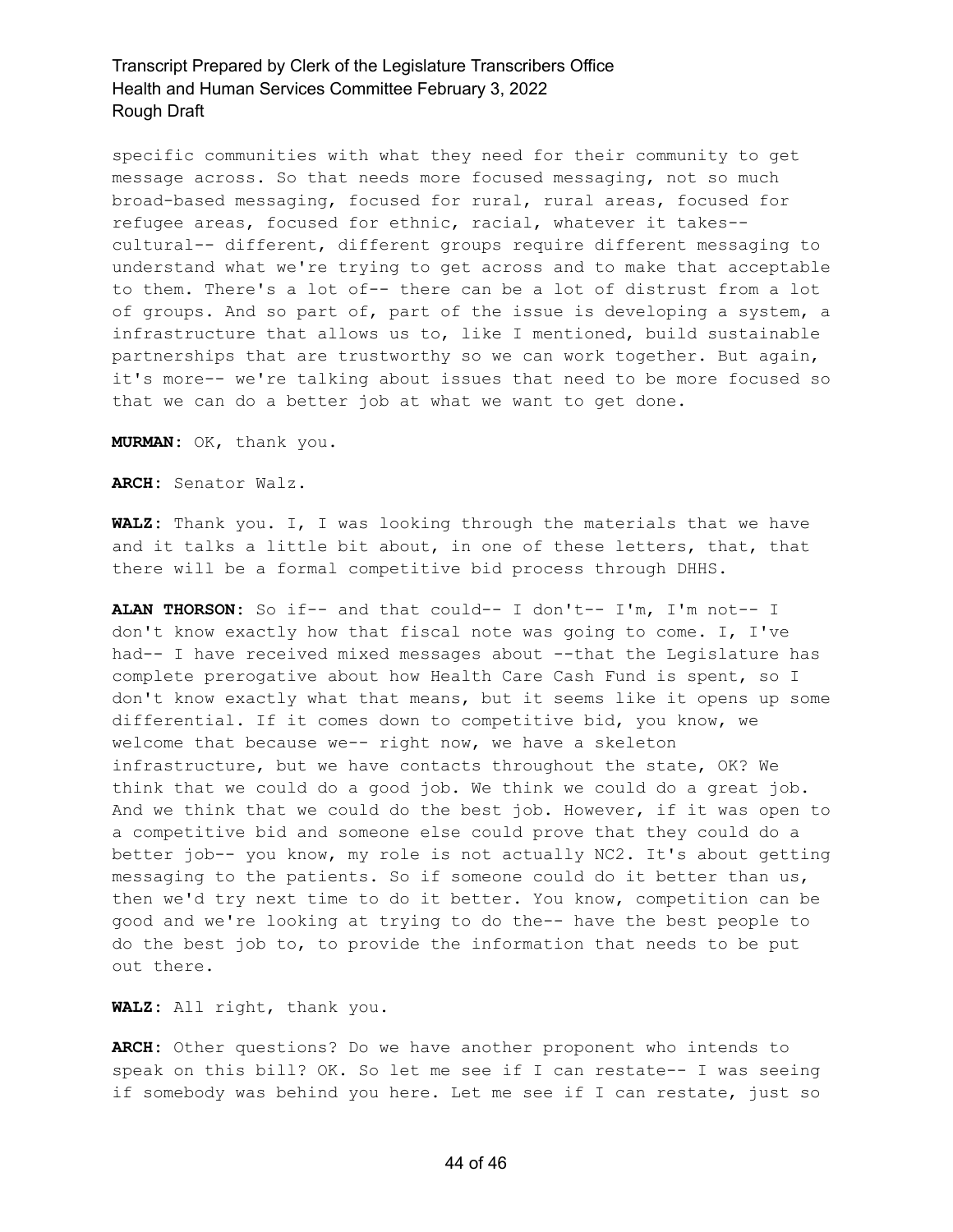specific communities with what they need for their community to get message across. So that needs more focused messaging, not so much broad-based messaging, focused for rural, rural areas, focused for refugee areas, focused for ethnic, racial, whatever it takes-- cultural-- different, different groups require different messaging to understand what we're trying to get across and to make that acceptable to them. There's a lot of-- there can be a lot of distrust from a lot of groups. And so part of, part of the issue is developing a system, a infrastructure that allows us to, like I mentioned, build sustainable partnerships that are trustworthy so we can work together. But again, it's more-- we're talking about issues that need to be more focused so that we can do a better job at what we want to get done.

**MURMAN:** OK, thank you.

**ARCH:** Senator Walz.

**WALZ:** Thank you. I, I was looking through the materials that we have and it talks a little bit about, in one of these letters, that, that there will be a formal competitive bid process through DHHS.

**ALAN THORSON:** So if-- and that could-- I don't-- I'm, I'm not-- I don't know exactly how that fiscal note was going to come. I, I've had-- I have received mixed messages about --that the Legislature has complete prerogative about how Health Care Cash Fund is spent, so I don't know exactly what that means, but it seems like it opens up some differential. If it comes down to competitive bid, you know, we welcome that because we-- right now, we have a skeleton infrastructure, but we have contacts throughout the state, OK? We think that we could do a good job. We think we could do a great job. And we think that we could do the best job. However, if it was open to a competitive bid and someone else could prove that they could do a better job-- you know, my role is not actually NC2. It's about getting messaging to the patients. So if someone could do it better than us, then we'd try next time to do it better. You know, competition can be good and we're looking at trying to do the-- have the best people to do the best job to, to provide the information that needs to be put out there.

**WALZ:** All right, thank you.

**ARCH:** Other questions? Do we have another proponent who intends to speak on this bill? OK. So let me see if I can restate-- I was seeing if somebody was behind you here. Let me see if I can restate, just so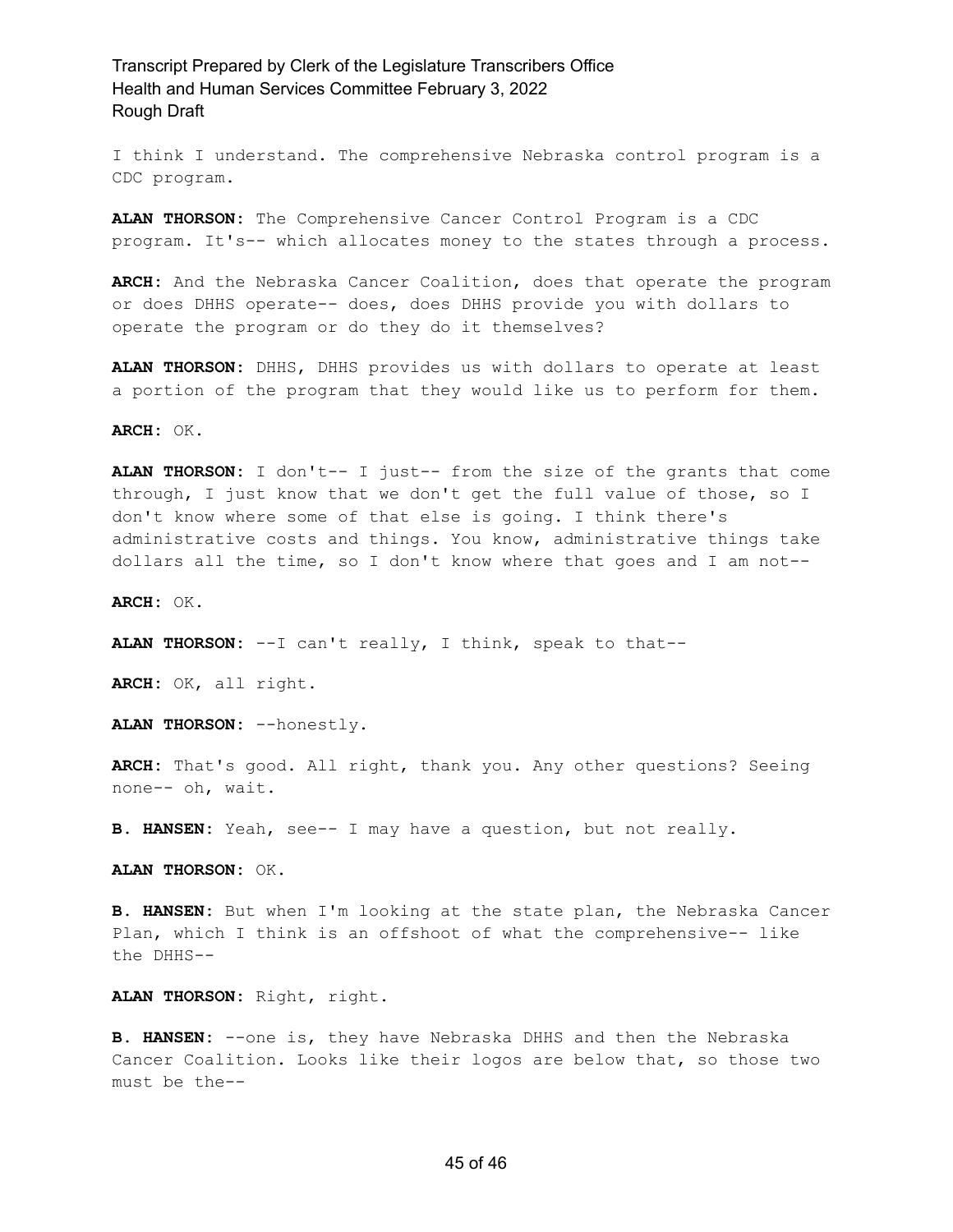I think I understand. The comprehensive Nebraska control program is a CDC program.

**ALAN THORSON:** The Comprehensive Cancer Control Program is a CDC program. It's-- which allocates money to the states through a process.

**ARCH:** And the Nebraska Cancer Coalition, does that operate the program or does DHHS operate-- does, does DHHS provide you with dollars to operate the program or do they do it themselves?

**ALAN THORSON:** DHHS, DHHS provides us with dollars to operate at least a portion of the program that they would like us to perform for them.

**ARCH:** OK.

**ALAN THORSON:** I don't-- I just-- from the size of the grants that come through, I just know that we don't get the full value of those, so I don't know where some of that else is going. I think there's administrative costs and things. You know, administrative things take dollars all the time, so I don't know where that goes and I am not--

**ARCH:** OK.

**ALAN THORSON:** --I can't really, I think, speak to that--

**ARCH:** OK, all right.

**ALAN THORSON:** --honestly.

**ARCH:** That's good. All right, thank you. Any other questions? Seeing none-- oh, wait.

**B. HANSEN:** Yeah, see-- I may have a question, but not really.

**ALAN THORSON:** OK.

**B. HANSEN:** But when I'm looking at the state plan, the Nebraska Cancer Plan, which I think is an offshoot of what the comprehensive-- like the DHHS--

**ALAN THORSON:** Right, right.

**B. HANSEN:** --one is, they have Nebraska DHHS and then the Nebraska Cancer Coalition. Looks like their logos are below that, so those two must be the--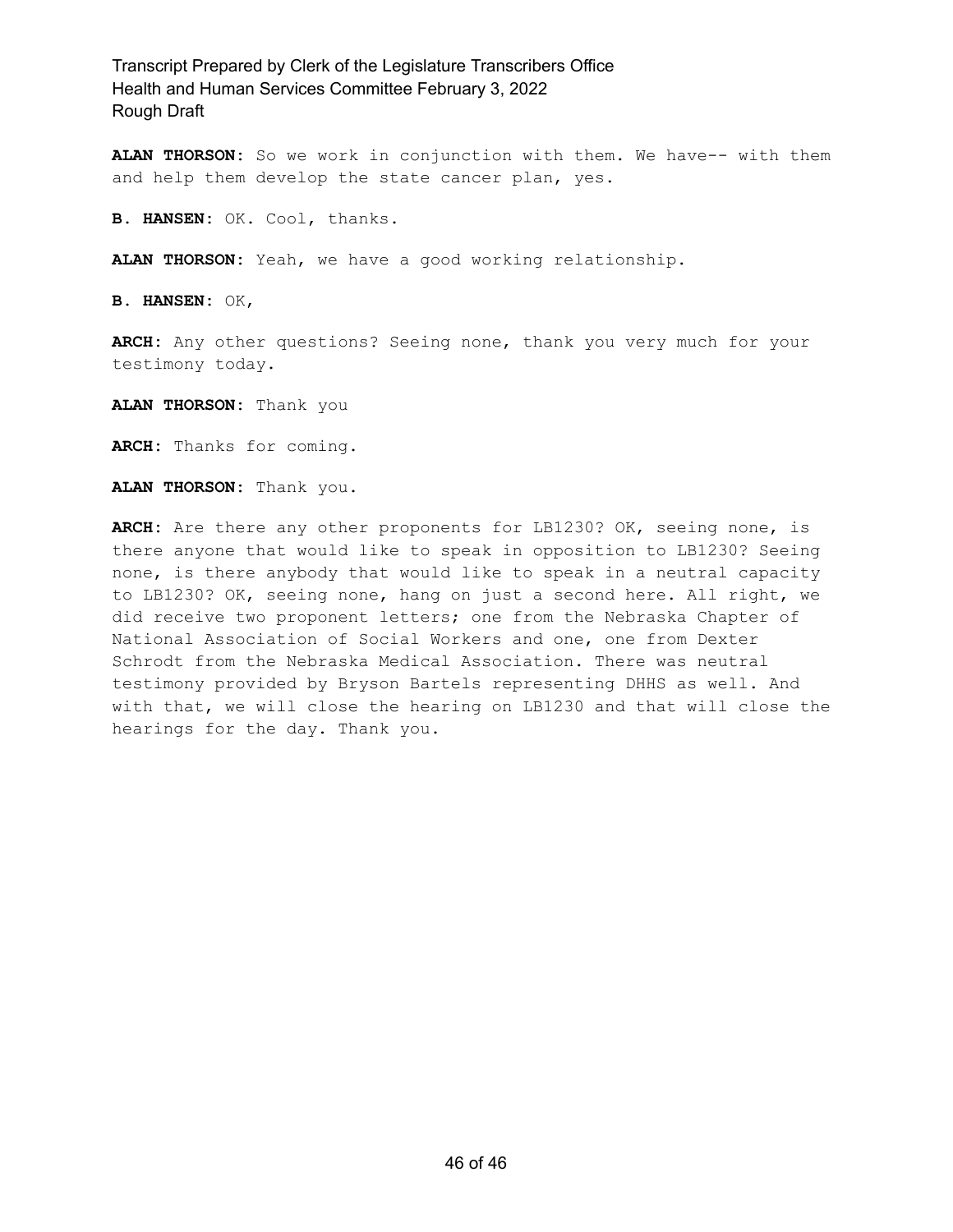**ALAN THORSON:** So we work in conjunction with them. We have-- with them and help them develop the state cancer plan, yes.

**B. HANSEN:** OK. Cool, thanks.

**ALAN THORSON:** Yeah, we have a good working relationship.

**B. HANSEN:** OK,

**ARCH:** Any other questions? Seeing none, thank you very much for your testimony today.

**ALAN THORSON:** Thank you

**ARCH:** Thanks for coming.

**ALAN THORSON:** Thank you.

**ARCH:** Are there any other proponents for LB1230? OK, seeing none, is there anyone that would like to speak in opposition to LB1230? Seeing none, is there anybody that would like to speak in a neutral capacity to LB1230? OK, seeing none, hang on just a second here. All right, we did receive two proponent letters; one from the Nebraska Chapter of National Association of Social Workers and one, one from Dexter Schrodt from the Nebraska Medical Association. There was neutral testimony provided by Bryson Bartels representing DHHS as well. And with that, we will close the hearing on LB1230 and that will close the hearings for the day. Thank you.